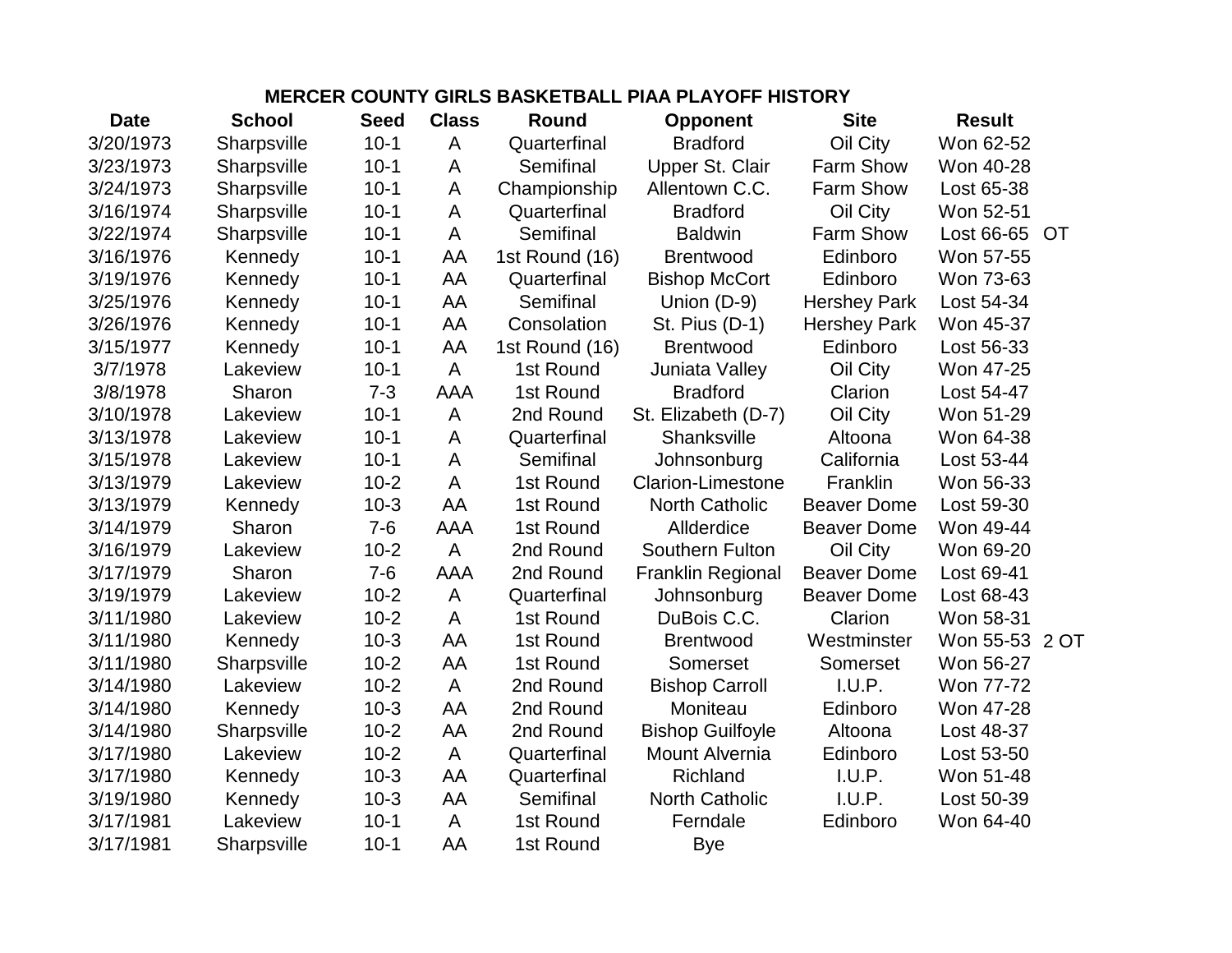# MERCER COUNTY GIRLS BASKETBALL PIAA PLAYOFF HISTORY

| Date | School | Seed | Class | Round | Opponent | Site | Result | |
|---|---|---|---|---|---|---|---|---|
| 3/20/1973 | Sharpsville | 10-1 | A | Quarterfinal | Bradford | Oil City | Won 62-52 | |
| 3/23/1973 | Sharpsville | 10-1 | A | Semifinal | Upper St. Clair | Farm Show | Won 40-28 | |
| 3/24/1973 | Sharpsville | 10-1 | A | Championship | Allentown C.C. | Farm Show | Lost 65-38 | |
| 3/16/1974 | Sharpsville | 10-1 | A | Quarterfinal | Bradford | Oil City | Won 52-51 | |
| 3/22/1974 | Sharpsville | 10-1 | A | Semifinal | Baldwin | Farm Show | Lost 66-65 | OT |
| 3/16/1976 | Kennedy | 10-1 | AA | 1st Round (16) | Brentwood | Edinboro | Won 57-55 | |
| 3/19/1976 | Kennedy | 10-1 | AA | Quarterfinal | Bishop McCort | Edinboro | Won 73-63 | |
| 3/25/1976 | Kennedy | 10-1 | AA | Semifinal | Union (D-9) | Hershey Park | Lost 54-34 | |
| 3/26/1976 | Kennedy | 10-1 | AA | Consolation | St. Pius (D-1) | Hershey Park | Won 45-37 | |
| 3/15/1977 | Kennedy | 10-1 | AA | 1st Round (16) | Brentwood | Edinboro | Lost 56-33 | |
| 3/7/1978 | Lakeview | 10-1 | A | 1st Round | Juniata Valley | Oil City | Won 47-25 | |
| 3/8/1978 | Sharon | 7-3 | AAA | 1st Round | Bradford | Clarion | Lost 54-47 | |
| 3/10/1978 | Lakeview | 10-1 | A | 2nd Round | St. Elizabeth (D-7) | Oil City | Won 51-29 | |
| 3/13/1978 | Lakeview | 10-1 | A | Quarterfinal | Shanksville | Altoona | Won 64-38 | |
| 3/15/1978 | Lakeview | 10-1 | A | Semifinal | Johnsonburg | California | Lost 53-44 | |
| 3/13/1979 | Lakeview | 10-2 | A | 1st Round | Clarion-Limestone | Franklin | Won 56-33 | |
| 3/13/1979 | Kennedy | 10-3 | AA | 1st Round | North Catholic | Beaver Dome | Lost 59-30 | |
| 3/14/1979 | Sharon | 7-6 | AAA | 1st Round | Allderdice | Beaver Dome | Won 49-44 | |
| 3/16/1979 | Lakeview | 10-2 | A | 2nd Round | Southern Fulton | Oil City | Won 69-20 | |
| 3/17/1979 | Sharon | 7-6 | AAA | 2nd Round | Franklin Regional | Beaver Dome | Lost 69-41 | |
| 3/19/1979 | Lakeview | 10-2 | A | Quarterfinal | Johnsonburg | Beaver Dome | Lost 68-43 | |
| 3/11/1980 | Lakeview | 10-2 | A | 1st Round | DuBois C.C. | Clarion | Won 58-31 | |
| 3/11/1980 | Kennedy | 10-3 | AA | 1st Round | Brentwood | Westminster | Won 55-53 | 2 OT |
| 3/11/1980 | Sharpsville | 10-2 | AA | 1st Round | Somerset | Somerset | Won 56-27 | |
| 3/14/1980 | Lakeview | 10-2 | A | 2nd Round | Bishop Carroll | I.U.P. | Won 77-72 | |
| 3/14/1980 | Kennedy | 10-3 | AA | 2nd Round | Moniteau | Edinboro | Won 47-28 | |
| 3/14/1980 | Sharpsville | 10-2 | AA | 2nd Round | Bishop Guilfoyle | Altoona | Lost 48-37 | |
| 3/17/1980 | Lakeview | 10-2 | A | Quarterfinal | Mount Alvernia | Edinboro | Lost 53-50 | |
| 3/17/1980 | Kennedy | 10-3 | AA | Quarterfinal | Richland | I.U.P. | Won 51-48 | |
| 3/19/1980 | Kennedy | 10-3 | AA | Semifinal | North Catholic | I.U.P. | Lost 50-39 | |
| 3/17/1981 | Lakeview | 10-1 | A | 1st Round | Ferndale | Edinboro | Won 64-40 | |
| 3/17/1981 | Sharpsville | 10-1 | AA | 1st Round | Bye | | | |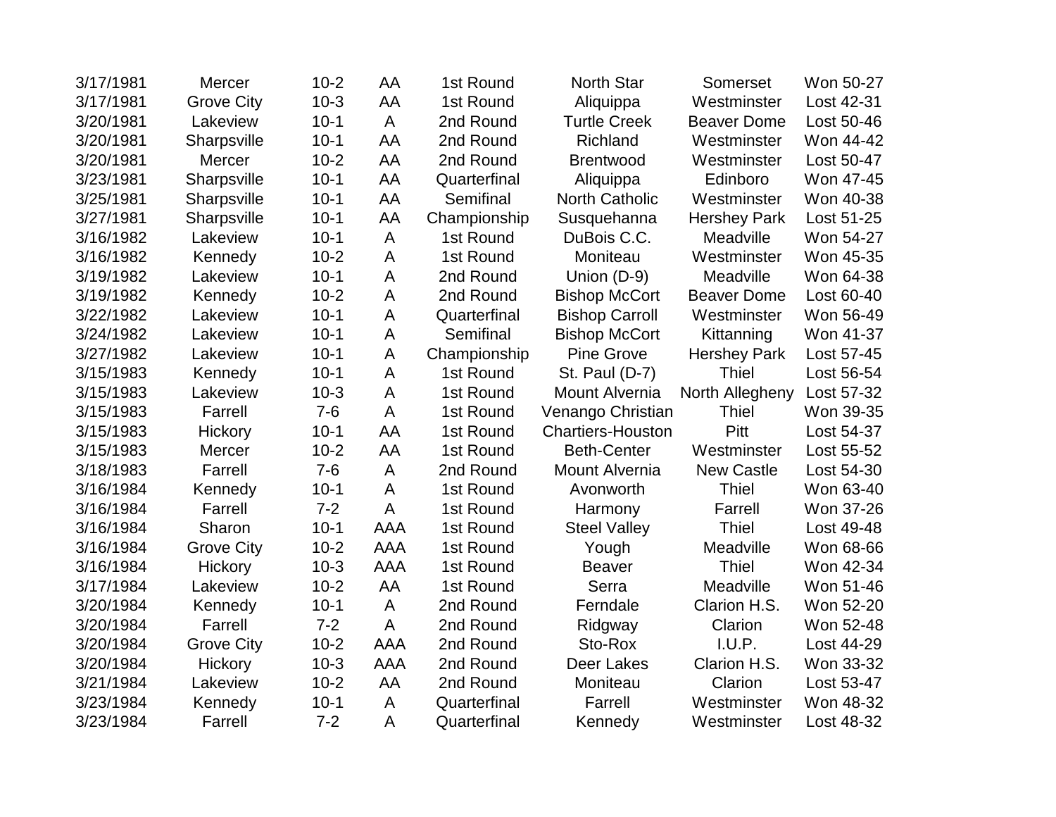| | | | | | | | |
|---|---|---|---|---|---|---|---|
| 3/17/1981 | Mercer | 10-2 | AA | 1st Round | North Star | Somerset | Won 50-27 |
| 3/17/1981 | Grove City | 10-3 | AA | 1st Round | Aliquippa | Westminster | Lost 42-31 |
| 3/20/1981 | Lakeview | 10-1 | A | 2nd Round | Turtle Creek | Beaver Dome | Lost 50-46 |
| 3/20/1981 | Sharpsville | 10-1 | AA | 2nd Round | Richland | Westminster | Won 44-42 |
| 3/20/1981 | Mercer | 10-2 | AA | 2nd Round | Brentwood | Westminster | Lost 50-47 |
| 3/23/1981 | Sharpsville | 10-1 | AA | Quarterfinal | Aliquippa | Edinboro | Won 47-45 |
| 3/25/1981 | Sharpsville | 10-1 | AA | Semifinal | North Catholic | Westminster | Won 40-38 |
| 3/27/1981 | Sharpsville | 10-1 | AA | Championship | Susquehanna | Hershey Park | Lost 51-25 |
| 3/16/1982 | Lakeview | 10-1 | A | 1st Round | DuBois C.C. | Meadville | Won 54-27 |
| 3/16/1982 | Kennedy | 10-2 | A | 1st Round | Moniteau | Westminster | Won 45-35 |
| 3/19/1982 | Lakeview | 10-1 | A | 2nd Round | Union (D-9) | Meadville | Won 64-38 |
| 3/19/1982 | Kennedy | 10-2 | A | 2nd Round | Bishop McCort | Beaver Dome | Lost 60-40 |
| 3/22/1982 | Lakeview | 10-1 | A | Quarterfinal | Bishop Carroll | Westminster | Won 56-49 |
| 3/24/1982 | Lakeview | 10-1 | A | Semifinal | Bishop McCort | Kittanning | Won 41-37 |
| 3/27/1982 | Lakeview | 10-1 | A | Championship | Pine Grove | Hershey Park | Lost 57-45 |
| 3/15/1983 | Kennedy | 10-1 | A | 1st Round | St. Paul (D-7) | Thiel | Lost 56-54 |
| 3/15/1983 | Lakeview | 10-3 | A | 1st Round | Mount Alvernia | North Allegheny | Lost 57-32 |
| 3/15/1983 | Farrell | 7-6 | A | 1st Round | Venango Christian | Thiel | Won 39-35 |
| 3/15/1983 | Hickory | 10-1 | AA | 1st Round | Chartiers-Houston | Pitt | Lost 54-37 |
| 3/15/1983 | Mercer | 10-2 | AA | 1st Round | Beth-Center | Westminster | Lost 55-52 |
| 3/18/1983 | Farrell | 7-6 | A | 2nd Round | Mount Alvernia | New Castle | Lost 54-30 |
| 3/16/1984 | Kennedy | 10-1 | A | 1st Round | Avonworth | Thiel | Won 63-40 |
| 3/16/1984 | Farrell | 7-2 | A | 1st Round | Harmony | Farrell | Won 37-26 |
| 3/16/1984 | Sharon | 10-1 | AAA | 1st Round | Steel Valley | Thiel | Lost 49-48 |
| 3/16/1984 | Grove City | 10-2 | AAA | 1st Round | Yough | Meadville | Won 68-66 |
| 3/16/1984 | Hickory | 10-3 | AAA | 1st Round | Beaver | Thiel | Won 42-34 |
| 3/17/1984 | Lakeview | 10-2 | AA | 1st Round | Serra | Meadville | Won 51-46 |
| 3/20/1984 | Kennedy | 10-1 | A | 2nd Round | Ferndale | Clarion H.S. | Won 52-20 |
| 3/20/1984 | Farrell | 7-2 | A | 2nd Round | Ridgway | Clarion | Won 52-48 |
| 3/20/1984 | Grove City | 10-2 | AAA | 2nd Round | Sto-Rox | I.U.P. | Lost 44-29 |
| 3/20/1984 | Hickory | 10-3 | AAA | 2nd Round | Deer Lakes | Clarion H.S. | Won 33-32 |
| 3/21/1984 | Lakeview | 10-2 | AA | 2nd Round | Moniteau | Clarion | Lost 53-47 |
| 3/23/1984 | Kennedy | 10-1 | A | Quarterfinal | Farrell | Westminster | Won 48-32 |
| 3/23/1984 | Farrell | 7-2 | A | Quarterfinal | Kennedy | Westminster | Lost 48-32 |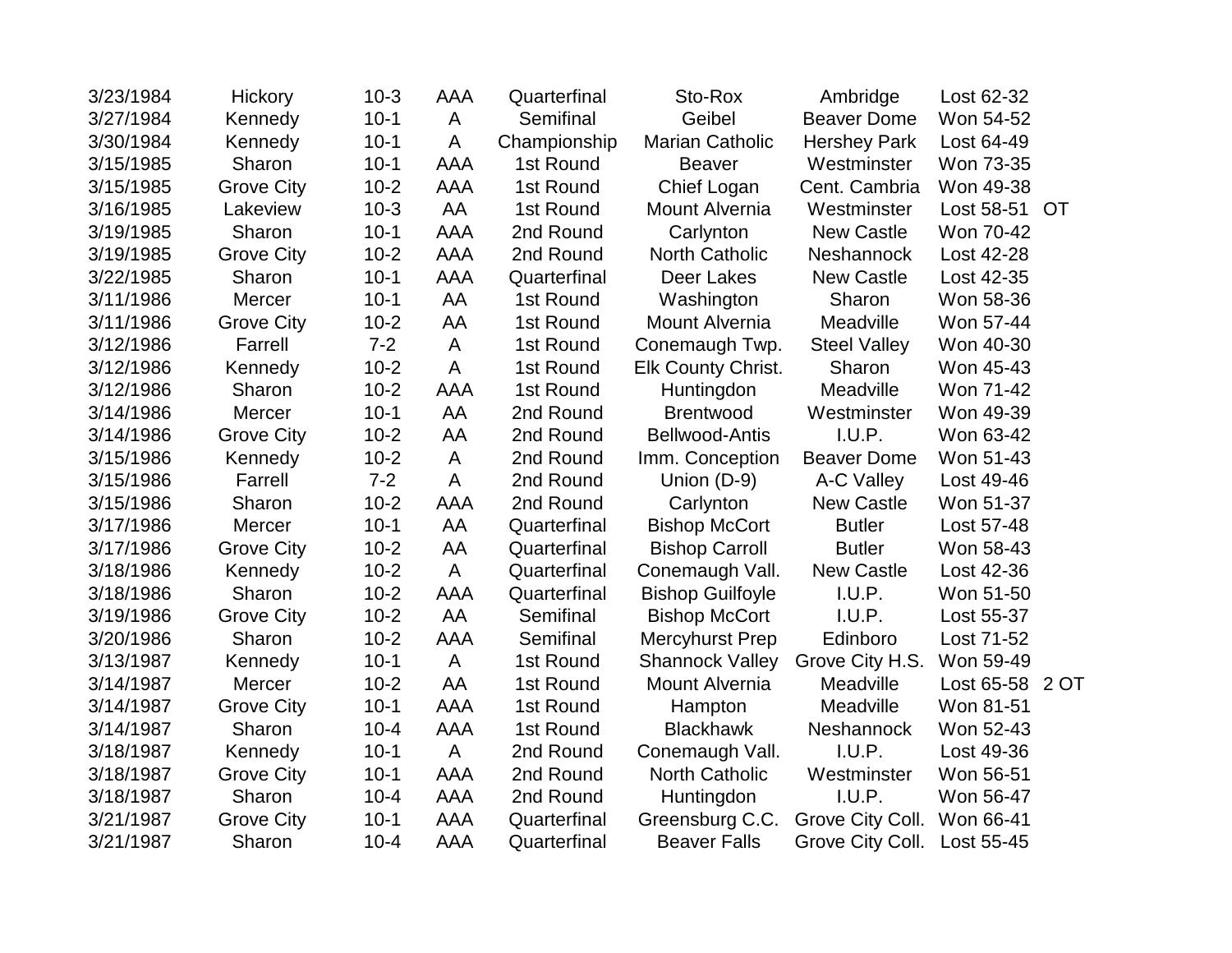| | | | | | | | | |
|---|---|---|---|---|---|---|---|---|
| 3/23/1984 | Hickory | 10-3 | AAA | Quarterfinal | Sto-Rox | Ambridge | Lost 62-32 | |
| 3/27/1984 | Kennedy | 10-1 | A | Semifinal | Geibel | Beaver Dome | Won 54-52 | |
| 3/30/1984 | Kennedy | 10-1 | A | Championship | Marian Catholic | Hershey Park | Lost 64-49 | |
| 3/15/1985 | Sharon | 10-1 | AAA | 1st Round | Beaver | Westminster | Won 73-35 | |
| 3/15/1985 | Grove City | 10-2 | AAA | 1st Round | Chief Logan | Cent. Cambria | Won 49-38 | |
| 3/16/1985 | Lakeview | 10-3 | AA | 1st Round | Mount Alvernia | Westminster | Lost 58-51 | OT |
| 3/19/1985 | Sharon | 10-1 | AAA | 2nd Round | Carlynton | New Castle | Won 70-42 | |
| 3/19/1985 | Grove City | 10-2 | AAA | 2nd Round | North Catholic | Neshannock | Lost 42-28 | |
| 3/22/1985 | Sharon | 10-1 | AAA | Quarterfinal | Deer Lakes | New Castle | Lost 42-35 | |
| 3/11/1986 | Mercer | 10-1 | AA | 1st Round | Washington | Sharon | Won 58-36 | |
| 3/11/1986 | Grove City | 10-2 | AA | 1st Round | Mount Alvernia | Meadville | Won 57-44 | |
| 3/12/1986 | Farrell | 7-2 | A | 1st Round | Conemaugh Twp. | Steel Valley | Won 40-30 | |
| 3/12/1986 | Kennedy | 10-2 | A | 1st Round | Elk County Christ. | Sharon | Won 45-43 | |
| 3/12/1986 | Sharon | 10-2 | AAA | 1st Round | Huntingdon | Meadville | Won 71-42 | |
| 3/14/1986 | Mercer | 10-1 | AA | 2nd Round | Brentwood | Westminster | Won 49-39 | |
| 3/14/1986 | Grove City | 10-2 | AA | 2nd Round | Bellwood-Antis | I.U.P. | Won 63-42 | |
| 3/15/1986 | Kennedy | 10-2 | A | 2nd Round | Imm. Conception | Beaver Dome | Won 51-43 | |
| 3/15/1986 | Farrell | 7-2 | A | 2nd Round | Union (D-9) | A-C Valley | Lost 49-46 | |
| 3/15/1986 | Sharon | 10-2 | AAA | 2nd Round | Carlynton | New Castle | Won 51-37 | |
| 3/17/1986 | Mercer | 10-1 | AA | Quarterfinal | Bishop McCort | Butler | Lost 57-48 | |
| 3/17/1986 | Grove City | 10-2 | AA | Quarterfinal | Bishop Carroll | Butler | Won 58-43 | |
| 3/18/1986 | Kennedy | 10-2 | A | Quarterfinal | Conemaugh Vall. | New Castle | Lost 42-36 | |
| 3/18/1986 | Sharon | 10-2 | AAA | Quarterfinal | Bishop Guilfoyle | I.U.P. | Won 51-50 | |
| 3/19/1986 | Grove City | 10-2 | AA | Semifinal | Bishop McCort | I.U.P. | Lost 55-37 | |
| 3/20/1986 | Sharon | 10-2 | AAA | Semifinal | Mercyhurst Prep | Edinboro | Lost 71-52 | |
| 3/13/1987 | Kennedy | 10-1 | A | 1st Round | Shannock Valley | Grove City H.S. | Won 59-49 | |
| 3/14/1987 | Mercer | 10-2 | AA | 1st Round | Mount Alvernia | Meadville | Lost 65-58 | 2 OT |
| 3/14/1987 | Grove City | 10-1 | AAA | 1st Round | Hampton | Meadville | Won 81-51 | |
| 3/14/1987 | Sharon | 10-4 | AAA | 1st Round | Blackhawk | Neshannock | Won 52-43 | |
| 3/18/1987 | Kennedy | 10-1 | A | 2nd Round | Conemaugh Vall. | I.U.P. | Lost 49-36 | |
| 3/18/1987 | Grove City | 10-1 | AAA | 2nd Round | North Catholic | Westminster | Won 56-51 | |
| 3/18/1987 | Sharon | 10-4 | AAA | 2nd Round | Huntingdon | I.U.P. | Won 56-47 | |
| 3/21/1987 | Grove City | 10-1 | AAA | Quarterfinal | Greensburg C.C. | Grove City Coll. | Won 66-41 | |
| 3/21/1987 | Sharon | 10-4 | AAA | Quarterfinal | Beaver Falls | Grove City Coll. | Lost 55-45 | |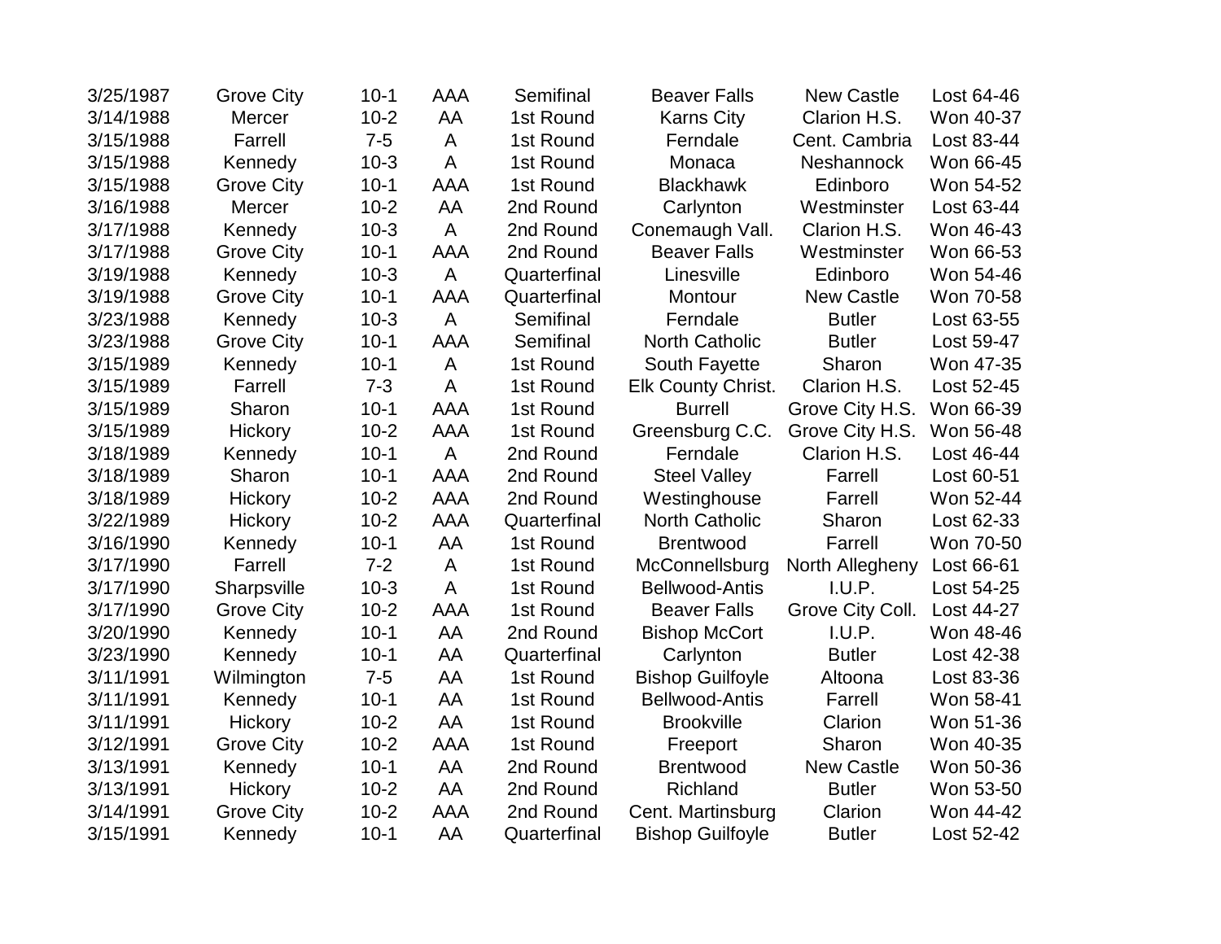| 3/25/1987 | Grove City | 10-1 | AAA | Semifinal | Beaver Falls | New Castle | Lost 64-46 |
|---|---|---|---|---|---|---|---|
| 3/14/1988 | Mercer | 10-2 | AA | 1st Round | Karns City | Clarion H.S. | Won 40-37 |
| 3/15/1988 | Farrell | 7-5 | A | 1st Round | Ferndale | Cent. Cambria | Lost 83-44 |
| 3/15/1988 | Kennedy | 10-3 | A | 1st Round | Monaca | Neshannock | Won 66-45 |
| 3/15/1988 | Grove City | 10-1 | AAA | 1st Round | Blackhawk | Edinboro | Won 54-52 |
| 3/16/1988 | Mercer | 10-2 | AA | 2nd Round | Carlynton | Westminster | Lost 63-44 |
| 3/17/1988 | Kennedy | 10-3 | A | 2nd Round | Conemaugh Vall. | Clarion H.S. | Won 46-43 |
| 3/17/1988 | Grove City | 10-1 | AAA | 2nd Round | Beaver Falls | Westminster | Won 66-53 |
| 3/19/1988 | Kennedy | 10-3 | A | Quarterfinal | Linesville | Edinboro | Won 54-46 |
| 3/19/1988 | Grove City | 10-1 | AAA | Quarterfinal | Montour | New Castle | Won 70-58 |
| 3/23/1988 | Kennedy | 10-3 | A | Semifinal | Ferndale | Butler | Lost 63-55 |
| 3/23/1988 | Grove City | 10-1 | AAA | Semifinal | North Catholic | Butler | Lost 59-47 |
| 3/15/1989 | Kennedy | 10-1 | A | 1st Round | South Fayette | Sharon | Won 47-35 |
| 3/15/1989 | Farrell | 7-3 | A | 1st Round | Elk County Christ. | Clarion H.S. | Lost 52-45 |
| 3/15/1989 | Sharon | 10-1 | AAA | 1st Round | Burrell | Grove City H.S. | Won 66-39 |
| 3/15/1989 | Hickory | 10-2 | AAA | 1st Round | Greensburg C.C. | Grove City H.S. | Won 56-48 |
| 3/18/1989 | Kennedy | 10-1 | A | 2nd Round | Ferndale | Clarion H.S. | Lost 46-44 |
| 3/18/1989 | Sharon | 10-1 | AAA | 2nd Round | Steel Valley | Farrell | Lost 60-51 |
| 3/18/1989 | Hickory | 10-2 | AAA | 2nd Round | Westinghouse | Farrell | Won 52-44 |
| 3/22/1989 | Hickory | 10-2 | AAA | Quarterfinal | North Catholic | Sharon | Lost 62-33 |
| 3/16/1990 | Kennedy | 10-1 | AA | 1st Round | Brentwood | Farrell | Won 70-50 |
| 3/17/1990 | Farrell | 7-2 | A | 1st Round | McConnellsburg | North Allegheny | Lost 66-61 |
| 3/17/1990 | Sharpsville | 10-3 | A | 1st Round | Bellwood-Antis | I.U.P. | Lost 54-25 |
| 3/17/1990 | Grove City | 10-2 | AAA | 1st Round | Beaver Falls | Grove City Coll. | Lost 44-27 |
| 3/20/1990 | Kennedy | 10-1 | AA | 2nd Round | Bishop McCort | I.U.P. | Won 48-46 |
| 3/23/1990 | Kennedy | 10-1 | AA | Quarterfinal | Carlynton | Butler | Lost 42-38 |
| 3/11/1991 | Wilmington | 7-5 | AA | 1st Round | Bishop Guilfoyle | Altoona | Lost 83-36 |
| 3/11/1991 | Kennedy | 10-1 | AA | 1st Round | Bellwood-Antis | Farrell | Won 58-41 |
| 3/11/1991 | Hickory | 10-2 | AA | 1st Round | Brookville | Clarion | Won 51-36 |
| 3/12/1991 | Grove City | 10-2 | AAA | 1st Round | Freeport | Sharon | Won 40-35 |
| 3/13/1991 | Kennedy | 10-1 | AA | 2nd Round | Brentwood | New Castle | Won 50-36 |
| 3/13/1991 | Hickory | 10-2 | AA | 2nd Round | Richland | Butler | Won 53-50 |
| 3/14/1991 | Grove City | 10-2 | AAA | 2nd Round | Cent. Martinsburg | Clarion | Won 44-42 |
| 3/15/1991 | Kennedy | 10-1 | AA | Quarterfinal | Bishop Guilfoyle | Butler | Lost 52-42 |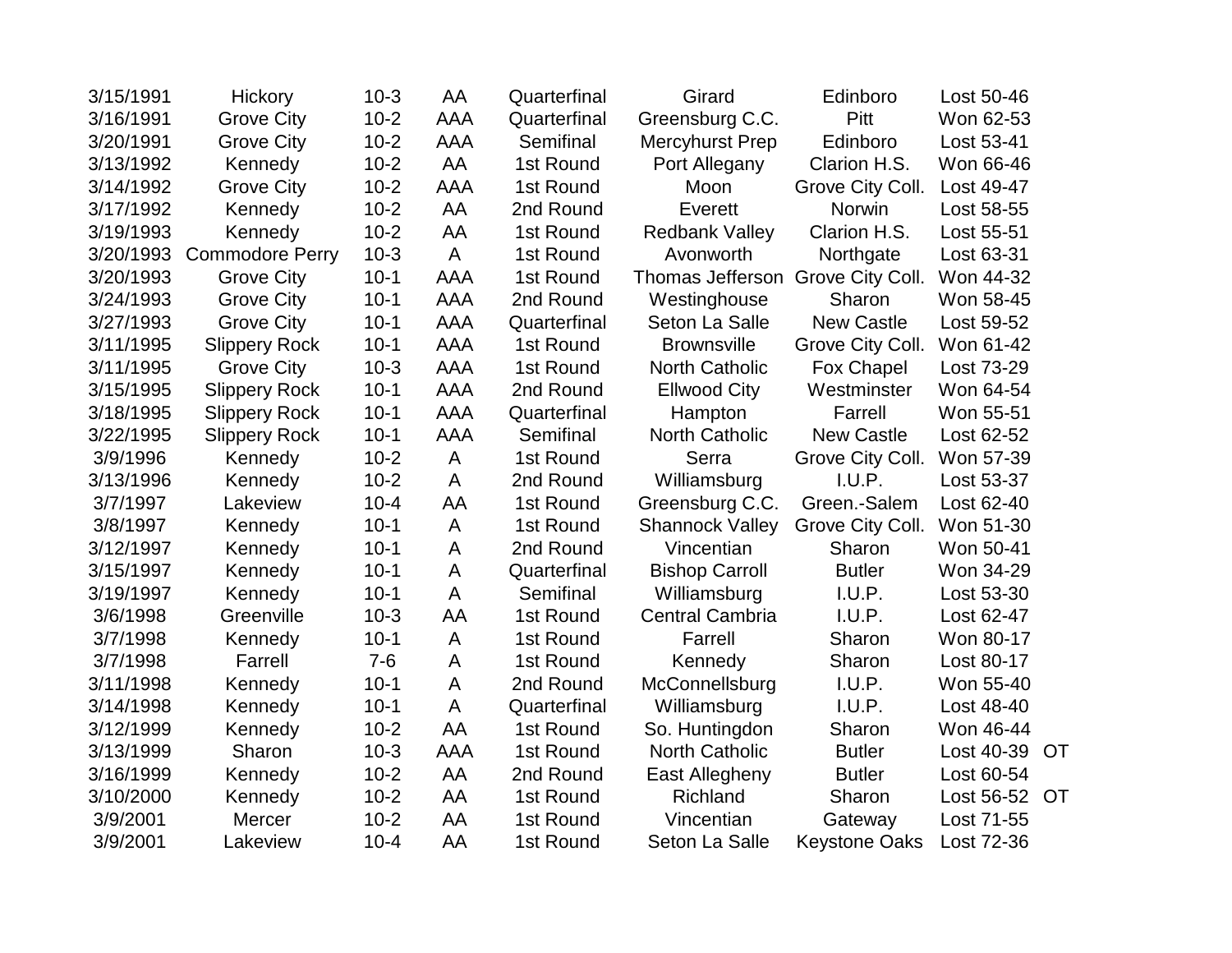| | | | | | | | | |
|---|---|---|---|---|---|---|---|---|
| 3/15/1991 | Hickory | 10-3 | AA | Quarterfinal | Girard | Edinboro | Lost 50-46 | |
| 3/16/1991 | Grove City | 10-2 | AAA | Quarterfinal | Greensburg C.C. | Pitt | Won 62-53 | |
| 3/20/1991 | Grove City | 10-2 | AAA | Semifinal | Mercyhurst Prep | Edinboro | Lost 53-41 | |
| 3/13/1992 | Kennedy | 10-2 | AA | 1st Round | Port Allegany | Clarion H.S. | Won 66-46 | |
| 3/14/1992 | Grove City | 10-2 | AAA | 1st Round | Moon | Grove City Coll. | Lost 49-47 | |
| 3/17/1992 | Kennedy | 10-2 | AA | 2nd Round | Everett | Norwin | Lost 58-55 | |
| 3/19/1993 | Kennedy | 10-2 | AA | 1st Round | Redbank Valley | Clarion H.S. | Lost 55-51 | |
| 3/20/1993 | Commodore Perry | 10-3 | A | 1st Round | Avonworth | Northgate | Lost 63-31 | |
| 3/20/1993 | Grove City | 10-1 | AAA | 1st Round | Thomas Jefferson | Grove City Coll. | Won 44-32 | |
| 3/24/1993 | Grove City | 10-1 | AAA | 2nd Round | Westinghouse | Sharon | Won 58-45 | |
| 3/27/1993 | Grove City | 10-1 | AAA | Quarterfinal | Seton La Salle | New Castle | Lost 59-52 | |
| 3/11/1995 | Slippery Rock | 10-1 | AAA | 1st Round | Brownsville | Grove City Coll. | Won 61-42 | |
| 3/11/1995 | Grove City | 10-3 | AAA | 1st Round | North Catholic | Fox Chapel | Lost 73-29 | |
| 3/15/1995 | Slippery Rock | 10-1 | AAA | 2nd Round | Ellwood City | Westminster | Won 64-54 | |
| 3/18/1995 | Slippery Rock | 10-1 | AAA | Quarterfinal | Hampton | Farrell | Won 55-51 | |
| 3/22/1995 | Slippery Rock | 10-1 | AAA | Semifinal | North Catholic | New Castle | Lost 62-52 | |
| 3/9/1996 | Kennedy | 10-2 | A | 1st Round | Serra | Grove City Coll. | Won 57-39 | |
| 3/13/1996 | Kennedy | 10-2 | A | 2nd Round | Williamsburg | I.U.P. | Lost 53-37 | |
| 3/7/1997 | Lakeview | 10-4 | AA | 1st Round | Greensburg C.C. | Green.-Salem | Lost 62-40 | |
| 3/8/1997 | Kennedy | 10-1 | A | 1st Round | Shannock Valley | Grove City Coll. | Won 51-30 | |
| 3/12/1997 | Kennedy | 10-1 | A | 2nd Round | Vincentian | Sharon | Won 50-41 | |
| 3/15/1997 | Kennedy | 10-1 | A | Quarterfinal | Bishop Carroll | Butler | Won 34-29 | |
| 3/19/1997 | Kennedy | 10-1 | A | Semifinal | Williamsburg | I.U.P. | Lost 53-30 | |
| 3/6/1998 | Greenville | 10-3 | AA | 1st Round | Central Cambria | I.U.P. | Lost 62-47 | |
| 3/7/1998 | Kennedy | 10-1 | A | 1st Round | Farrell | Sharon | Won 80-17 | |
| 3/7/1998 | Farrell | 7-6 | A | 1st Round | Kennedy | Sharon | Lost 80-17 | |
| 3/11/1998 | Kennedy | 10-1 | A | 2nd Round | McConnellsburg | I.U.P. | Won 55-40 | |
| 3/14/1998 | Kennedy | 10-1 | A | Quarterfinal | Williamsburg | I.U.P. | Lost 48-40 | |
| 3/12/1999 | Kennedy | 10-2 | AA | 1st Round | So. Huntingdon | Sharon | Won 46-44 | |
| 3/13/1999 | Sharon | 10-3 | AAA | 1st Round | North Catholic | Butler | Lost 40-39 | OT |
| 3/16/1999 | Kennedy | 10-2 | AA | 2nd Round | East Allegheny | Butler | Lost 60-54 | |
| 3/10/2000 | Kennedy | 10-2 | AA | 1st Round | Richland | Sharon | Lost 56-52 | OT |
| 3/9/2001 | Mercer | 10-2 | AA | 1st Round | Vincentian | Gateway | Lost 71-55 | |
| 3/9/2001 | Lakeview | 10-4 | AA | 1st Round | Seton La Salle | Keystone Oaks | Lost 72-36 | |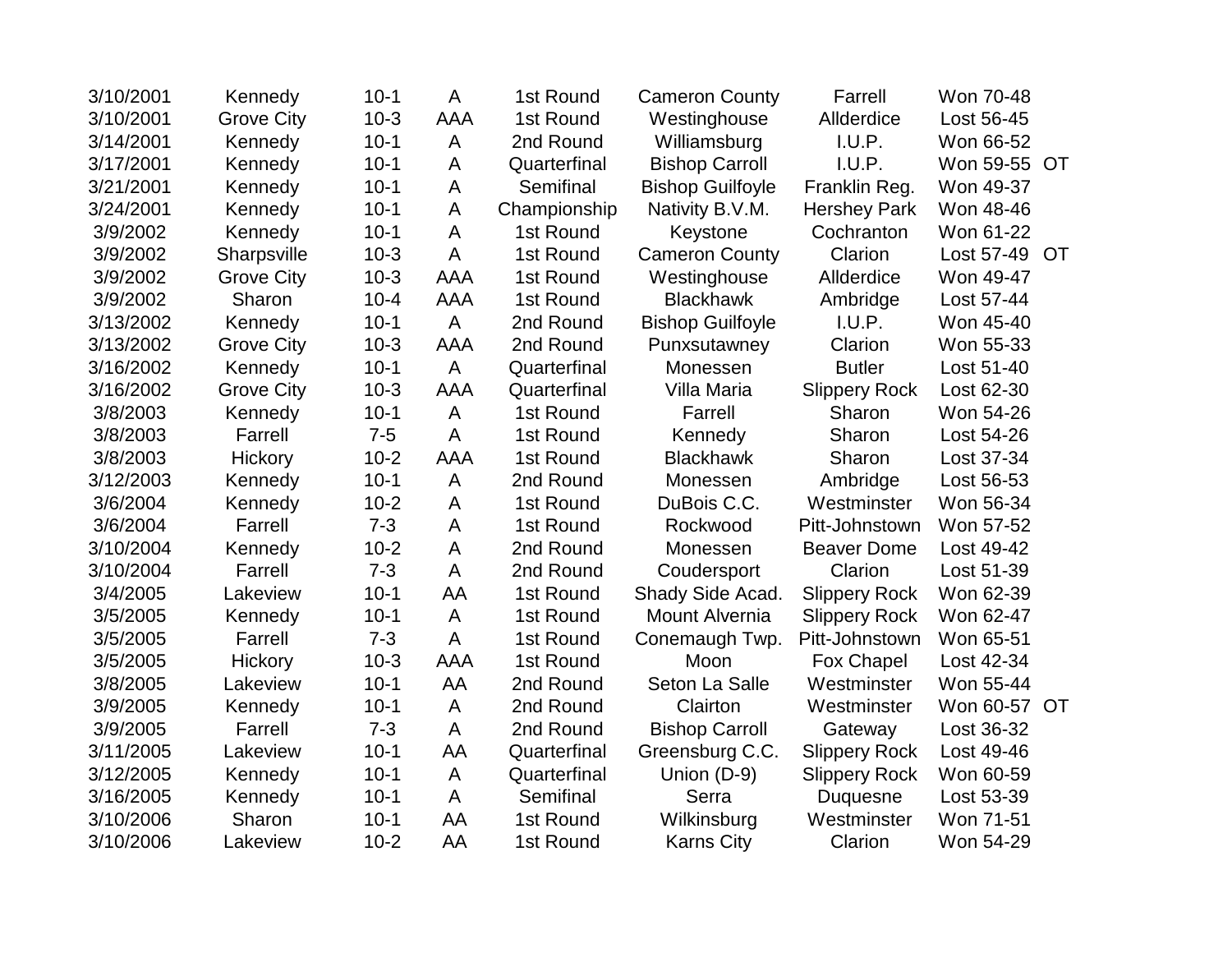| | | | | | | | | |
|---|---|---|---|---|---|---|---|---|
| 3/10/2001 | Kennedy | 10-1 | A | 1st Round | Cameron County | Farrell | Won 70-48 | |
| 3/10/2001 | Grove City | 10-3 | AAA | 1st Round | Westinghouse | Allderdice | Lost 56-45 | |
| 3/14/2001 | Kennedy | 10-1 | A | 2nd Round | Williamsburg | I.U.P. | Won 66-52 | |
| 3/17/2001 | Kennedy | 10-1 | A | Quarterfinal | Bishop Carroll | I.U.P. | Won 59-55 | OT |
| 3/21/2001 | Kennedy | 10-1 | A | Semifinal | Bishop Guilfoyle | Franklin Reg. | Won 49-37 | |
| 3/24/2001 | Kennedy | 10-1 | A | Championship | Nativity B.V.M. | Hershey Park | Won 48-46 | |
| 3/9/2002 | Kennedy | 10-1 | A | 1st Round | Keystone | Cochranton | Won 61-22 | |
| 3/9/2002 | Sharpsville | 10-3 | A | 1st Round | Cameron County | Clarion | Lost 57-49 | OT |
| 3/9/2002 | Grove City | 10-3 | AAA | 1st Round | Westinghouse | Allderdice | Won 49-47 | |
| 3/9/2002 | Sharon | 10-4 | AAA | 1st Round | Blackhawk | Ambridge | Lost 57-44 | |
| 3/13/2002 | Kennedy | 10-1 | A | 2nd Round | Bishop Guilfoyle | I.U.P. | Won 45-40 | |
| 3/13/2002 | Grove City | 10-3 | AAA | 2nd Round | Punxsutawney | Clarion | Won 55-33 | |
| 3/16/2002 | Kennedy | 10-1 | A | Quarterfinal | Monessen | Butler | Lost 51-40 | |
| 3/16/2002 | Grove City | 10-3 | AAA | Quarterfinal | Villa Maria | Slippery Rock | Lost 62-30 | |
| 3/8/2003 | Kennedy | 10-1 | A | 1st Round | Farrell | Sharon | Won 54-26 | |
| 3/8/2003 | Farrell | 7-5 | A | 1st Round | Kennedy | Sharon | Lost 54-26 | |
| 3/8/2003 | Hickory | 10-2 | AAA | 1st Round | Blackhawk | Sharon | Lost 37-34 | |
| 3/12/2003 | Kennedy | 10-1 | A | 2nd Round | Monessen | Ambridge | Lost 56-53 | |
| 3/6/2004 | Kennedy | 10-2 | A | 1st Round | DuBois C.C. | Westminster | Won 56-34 | |
| 3/6/2004 | Farrell | 7-3 | A | 1st Round | Rockwood | Pitt-Johnstown | Won 57-52 | |
| 3/10/2004 | Kennedy | 10-2 | A | 2nd Round | Monessen | Beaver Dome | Lost 49-42 | |
| 3/10/2004 | Farrell | 7-3 | A | 2nd Round | Coudersport | Clarion | Lost 51-39 | |
| 3/4/2005 | Lakeview | 10-1 | AA | 1st Round | Shady Side Acad. | Slippery Rock | Won 62-39 | |
| 3/5/2005 | Kennedy | 10-1 | A | 1st Round | Mount Alvernia | Slippery Rock | Won 62-47 | |
| 3/5/2005 | Farrell | 7-3 | A | 1st Round | Conemaugh Twp. | Pitt-Johnstown | Won 65-51 | |
| 3/5/2005 | Hickory | 10-3 | AAA | 1st Round | Moon | Fox Chapel | Lost 42-34 | |
| 3/8/2005 | Lakeview | 10-1 | AA | 2nd Round | Seton La Salle | Westminster | Won 55-44 | |
| 3/9/2005 | Kennedy | 10-1 | A | 2nd Round | Clairton | Westminster | Won 60-57 | OT |
| 3/9/2005 | Farrell | 7-3 | A | 2nd Round | Bishop Carroll | Gateway | Lost 36-32 | |
| 3/11/2005 | Lakeview | 10-1 | AA | Quarterfinal | Greensburg C.C. | Slippery Rock | Lost 49-46 | |
| 3/12/2005 | Kennedy | 10-1 | A | Quarterfinal | Union (D-9) | Slippery Rock | Won 60-59 | |
| 3/16/2005 | Kennedy | 10-1 | A | Semifinal | Serra | Duquesne | Lost 53-39 | |
| 3/10/2006 | Sharon | 10-1 | AA | 1st Round | Wilkinsburg | Westminster | Won 71-51 | |
| 3/10/2006 | Lakeview | 10-2 | AA | 1st Round | Karns City | Clarion | Won 54-29 | |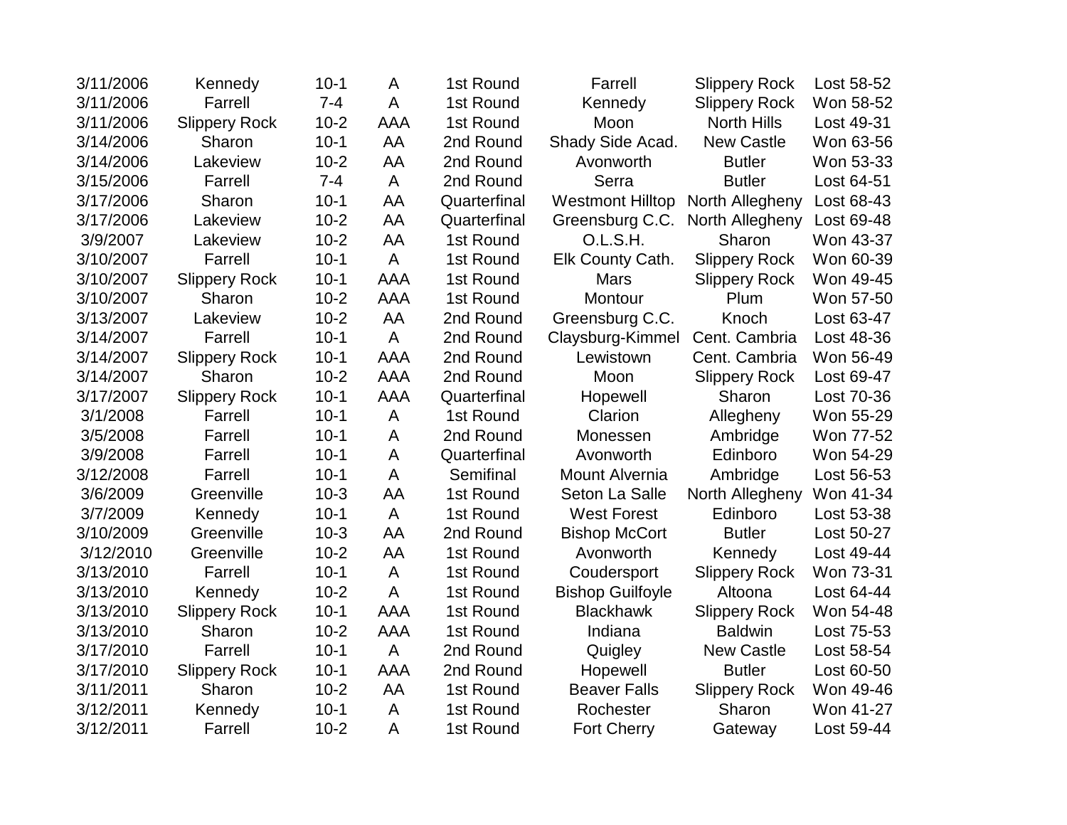| | | | | | | | |
|---|---|---|---|---|---|---|---|
| 3/11/2006 | Kennedy | 10-1 | A | 1st Round | Farrell | Slippery Rock | Lost 58-52 |
| 3/11/2006 | Farrell | 7-4 | A | 1st Round | Kennedy | Slippery Rock | Won 58-52 |
| 3/11/2006 | Slippery Rock | 10-2 | AAA | 1st Round | Moon | North Hills | Lost 49-31 |
| 3/14/2006 | Sharon | 10-1 | AA | 2nd Round | Shady Side Acad. | New Castle | Won 63-56 |
| 3/14/2006 | Lakeview | 10-2 | AA | 2nd Round | Avonworth | Butler | Won 53-33 |
| 3/15/2006 | Farrell | 7-4 | A | 2nd Round | Serra | Butler | Lost 64-51 |
| 3/17/2006 | Sharon | 10-1 | AA | Quarterfinal | Westmont Hilltop | North Allegheny | Lost 68-43 |
| 3/17/2006 | Lakeview | 10-2 | AA | Quarterfinal | Greensburg C.C. | North Allegheny | Lost 69-48 |
| 3/9/2007 | Lakeview | 10-2 | AA | 1st Round | O.L.S.H. | Sharon | Won 43-37 |
| 3/10/2007 | Farrell | 10-1 | A | 1st Round | Elk County Cath. | Slippery Rock | Won 60-39 |
| 3/10/2007 | Slippery Rock | 10-1 | AAA | 1st Round | Mars | Slippery Rock | Won 49-45 |
| 3/10/2007 | Sharon | 10-2 | AAA | 1st Round | Montour | Plum | Won 57-50 |
| 3/13/2007 | Lakeview | 10-2 | AA | 2nd Round | Greensburg C.C. | Knoch | Lost 63-47 |
| 3/14/2007 | Farrell | 10-1 | A | 2nd Round | Claysburg-Kimmel | Cent. Cambria | Lost 48-36 |
| 3/14/2007 | Slippery Rock | 10-1 | AAA | 2nd Round | Lewistown | Cent. Cambria | Won 56-49 |
| 3/14/2007 | Sharon | 10-2 | AAA | 2nd Round | Moon | Slippery Rock | Lost 69-47 |
| 3/17/2007 | Slippery Rock | 10-1 | AAA | Quarterfinal | Hopewell | Sharon | Lost 70-36 |
| 3/1/2008 | Farrell | 10-1 | A | 1st Round | Clarion | Allegheny | Won 55-29 |
| 3/5/2008 | Farrell | 10-1 | A | 2nd Round | Monessen | Ambridge | Won 77-52 |
| 3/9/2008 | Farrell | 10-1 | A | Quarterfinal | Avonworth | Edinboro | Won 54-29 |
| 3/12/2008 | Farrell | 10-1 | A | Semifinal | Mount Alvernia | Ambridge | Lost 56-53 |
| 3/6/2009 | Greenville | 10-3 | AA | 1st Round | Seton La Salle | North Allegheny | Won 41-34 |
| 3/7/2009 | Kennedy | 10-1 | A | 1st Round | West Forest | Edinboro | Lost 53-38 |
| 3/10/2009 | Greenville | 10-3 | AA | 2nd Round | Bishop McCort | Butler | Lost 50-27 |
| 3/12/2010 | Greenville | 10-2 | AA | 1st Round | Avonworth | Kennedy | Lost 49-44 |
| 3/13/2010 | Farrell | 10-1 | A | 1st Round | Coudersport | Slippery Rock | Won 73-31 |
| 3/13/2010 | Kennedy | 10-2 | A | 1st Round | Bishop Guilfoyle | Altoona | Lost 64-44 |
| 3/13/2010 | Slippery Rock | 10-1 | AAA | 1st Round | Blackhawk | Slippery Rock | Won 54-48 |
| 3/13/2010 | Sharon | 10-2 | AAA | 1st Round | Indiana | Baldwin | Lost 75-53 |
| 3/17/2010 | Farrell | 10-1 | A | 2nd Round | Quigley | New Castle | Lost 58-54 |
| 3/17/2010 | Slippery Rock | 10-1 | AAA | 2nd Round | Hopewell | Butler | Lost 60-50 |
| 3/11/2011 | Sharon | 10-2 | AA | 1st Round | Beaver Falls | Slippery Rock | Won 49-46 |
| 3/12/2011 | Kennedy | 10-1 | A | 1st Round | Rochester | Sharon | Won 41-27 |
| 3/12/2011 | Farrell | 10-2 | A | 1st Round | Fort Cherry | Gateway | Lost 59-44 |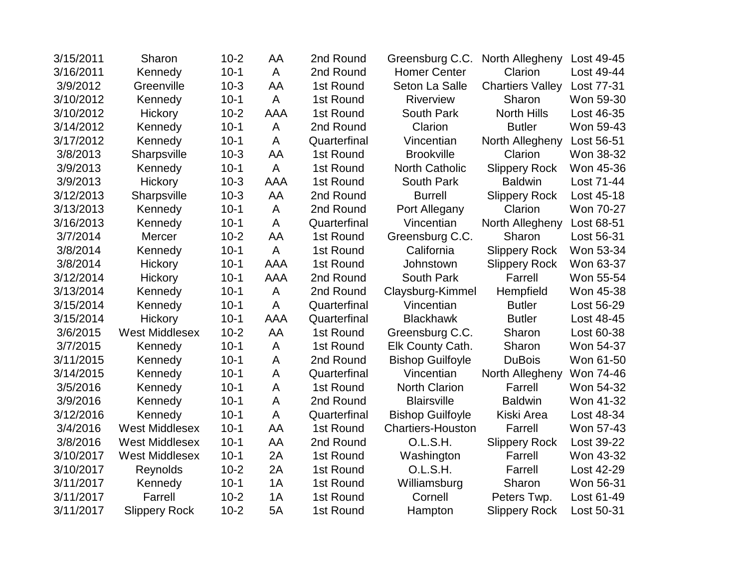| | | | | | | | |
|---|---|---|---|---|---|---|---|
| 3/15/2011 | Sharon | 10-2 | AA | 2nd Round | Greensburg C.C. | North Allegheny | Lost 49-45 |
| 3/16/2011 | Kennedy | 10-1 | A | 2nd Round | Homer Center | Clarion | Lost 49-44 |
| 3/9/2012 | Greenville | 10-3 | AA | 1st Round | Seton La Salle | Chartiers Valley | Lost 77-31 |
| 3/10/2012 | Kennedy | 10-1 | A | 1st Round | Riverview | Sharon | Won 59-30 |
| 3/10/2012 | Hickory | 10-2 | AAA | 1st Round | South Park | North Hills | Lost 46-35 |
| 3/14/2012 | Kennedy | 10-1 | A | 2nd Round | Clarion | Butler | Won 59-43 |
| 3/17/2012 | Kennedy | 10-1 | A | Quarterfinal | Vincentian | North Allegheny | Lost 56-51 |
| 3/8/2013 | Sharpsville | 10-3 | AA | 1st Round | Brookville | Clarion | Won 38-32 |
| 3/9/2013 | Kennedy | 10-1 | A | 1st Round | North Catholic | Slippery Rock | Won 45-36 |
| 3/9/2013 | Hickory | 10-3 | AAA | 1st Round | South Park | Baldwin | Lost 71-44 |
| 3/12/2013 | Sharpsville | 10-3 | AA | 2nd Round | Burrell | Slippery Rock | Lost 45-18 |
| 3/13/2013 | Kennedy | 10-1 | A | 2nd Round | Port Allegany | Clarion | Won 70-27 |
| 3/16/2013 | Kennedy | 10-1 | A | Quarterfinal | Vincentian | North Allegheny | Lost 68-51 |
| 3/7/2014 | Mercer | 10-2 | AA | 1st Round | Greensburg C.C. | Sharon | Lost 56-31 |
| 3/8/2014 | Kennedy | 10-1 | A | 1st Round | California | Slippery Rock | Won 53-34 |
| 3/8/2014 | Hickory | 10-1 | AAA | 1st Round | Johnstown | Slippery Rock | Won 63-37 |
| 3/12/2014 | Hickory | 10-1 | AAA | 2nd Round | South Park | Farrell | Won 55-54 |
| 3/13/2014 | Kennedy | 10-1 | A | 2nd Round | Claysburg-Kimmel | Hempfield | Won 45-38 |
| 3/15/2014 | Kennedy | 10-1 | A | Quarterfinal | Vincentian | Butler | Lost 56-29 |
| 3/15/2014 | Hickory | 10-1 | AAA | Quarterfinal | Blackhawk | Butler | Lost 48-45 |
| 3/6/2015 | West Middlesex | 10-2 | AA | 1st Round | Greensburg C.C. | Sharon | Lost 60-38 |
| 3/7/2015 | Kennedy | 10-1 | A | 1st Round | Elk County Cath. | Sharon | Won 54-37 |
| 3/11/2015 | Kennedy | 10-1 | A | 2nd Round | Bishop Guilfoyle | DuBois | Won 61-50 |
| 3/14/2015 | Kennedy | 10-1 | A | Quarterfinal | Vincentian | North Allegheny | Won 74-46 |
| 3/5/2016 | Kennedy | 10-1 | A | 1st Round | North Clarion | Farrell | Won 54-32 |
| 3/9/2016 | Kennedy | 10-1 | A | 2nd Round | Blairsville | Baldwin | Won 41-32 |
| 3/12/2016 | Kennedy | 10-1 | A | Quarterfinal | Bishop Guilfoyle | Kiski Area | Lost 48-34 |
| 3/4/2016 | West Middlesex | 10-1 | AA | 1st Round | Chartiers-Houston | Farrell | Won 57-43 |
| 3/8/2016 | West Middlesex | 10-1 | AA | 2nd Round | O.L.S.H. | Slippery Rock | Lost 39-22 |
| 3/10/2017 | West Middlesex | 10-1 | 2A | 1st Round | Washington | Farrell | Won 43-32 |
| 3/10/2017 | Reynolds | 10-2 | 2A | 1st Round | O.L.S.H. | Farrell | Lost 42-29 |
| 3/11/2017 | Kennedy | 10-1 | 1A | 1st Round | Williamsburg | Sharon | Won 56-31 |
| 3/11/2017 | Farrell | 10-2 | 1A | 1st Round | Cornell | Peters Twp. | Lost 61-49 |
| 3/11/2017 | Slippery Rock | 10-2 | 5A | 1st Round | Hampton | Slippery Rock | Lost 50-31 |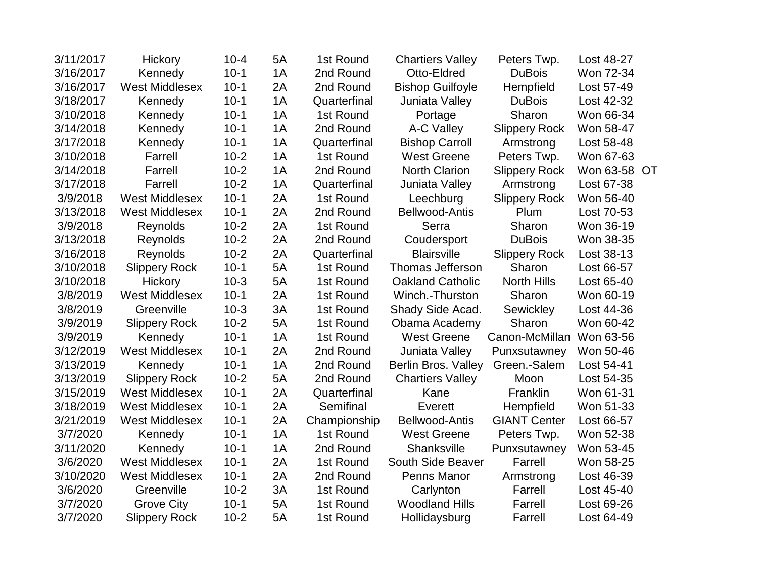| | | | | | | | | |
|---|---|---|---|---|---|---|---|---|
| 3/11/2017 | Hickory | 10-4 | 5A | 1st Round | Chartiers Valley | Peters Twp. | Lost 48-27 | |
| 3/16/2017 | Kennedy | 10-1 | 1A | 2nd Round | Otto-Eldred | DuBois | Won 72-34 | |
| 3/16/2017 | West Middlesex | 10-1 | 2A | 2nd Round | Bishop Guilfoyle | Hempfield | Lost 57-49 | |
| 3/18/2017 | Kennedy | 10-1 | 1A | Quarterfinal | Juniata Valley | DuBois | Lost 42-32 | |
| 3/10/2018 | Kennedy | 10-1 | 1A | 1st Round | Portage | Sharon | Won 66-34 | |
| 3/14/2018 | Kennedy | 10-1 | 1A | 2nd Round | A-C Valley | Slippery Rock | Won 58-47 | |
| 3/17/2018 | Kennedy | 10-1 | 1A | Quarterfinal | Bishop Carroll | Armstrong | Lost 58-48 | |
| 3/10/2018 | Farrell | 10-2 | 1A | 1st Round | West Greene | Peters Twp. | Won 67-63 | |
| 3/14/2018 | Farrell | 10-2 | 1A | 2nd Round | North Clarion | Slippery Rock | Won 63-58 | OT |
| 3/17/2018 | Farrell | 10-2 | 1A | Quarterfinal | Juniata Valley | Armstrong | Lost 67-38 | |
| 3/9/2018 | West Middlesex | 10-1 | 2A | 1st Round | Leechburg | Slippery Rock | Won 56-40 | |
| 3/13/2018 | West Middlesex | 10-1 | 2A | 2nd Round | Bellwood-Antis | Plum | Lost 70-53 | |
| 3/9/2018 | Reynolds | 10-2 | 2A | 1st Round | Serra | Sharon | Won 36-19 | |
| 3/13/2018 | Reynolds | 10-2 | 2A | 2nd Round | Coudersport | DuBois | Won 38-35 | |
| 3/16/2018 | Reynolds | 10-2 | 2A | Quarterfinal | Blairsville | Slippery Rock | Lost 38-13 | |
| 3/10/2018 | Slippery Rock | 10-1 | 5A | 1st Round | Thomas Jefferson | Sharon | Lost 66-57 | |
| 3/10/2018 | Hickory | 10-3 | 5A | 1st Round | Oakland Catholic | North Hills | Lost 65-40 | |
| 3/8/2019 | West Middlesex | 10-1 | 2A | 1st Round | Winch.-Thurston | Sharon | Won 60-19 | |
| 3/8/2019 | Greenville | 10-3 | 3A | 1st Round | Shady Side Acad. | Sewickley | Lost 44-36 | |
| 3/9/2019 | Slippery Rock | 10-2 | 5A | 1st Round | Obama Academy | Sharon | Won 60-42 | |
| 3/9/2019 | Kennedy | 10-1 | 1A | 1st Round | West Greene | Canon-McMillan | Won 63-56 | |
| 3/12/2019 | West Middlesex | 10-1 | 2A | 2nd Round | Juniata Valley | Punxsutawney | Won 50-46 | |
| 3/13/2019 | Kennedy | 10-1 | 1A | 2nd Round | Berlin Bros. Valley | Green.-Salem | Lost 54-41 | |
| 3/13/2019 | Slippery Rock | 10-2 | 5A | 2nd Round | Chartiers Valley | Moon | Lost 54-35 | |
| 3/15/2019 | West Middlesex | 10-1 | 2A | Quarterfinal | Kane | Franklin | Won 61-31 | |
| 3/18/2019 | West Middlesex | 10-1 | 2A | Semifinal | Everett | Hempfield | Won 51-33 | |
| 3/21/2019 | West Middlesex | 10-1 | 2A | Championship | Bellwood-Antis | GIANT Center | Lost 66-57 | |
| 3/7/2020 | Kennedy | 10-1 | 1A | 1st Round | West Greene | Peters Twp. | Won 52-38 | |
| 3/11/2020 | Kennedy | 10-1 | 1A | 2nd Round | Shanksville | Punxsutawney | Won 53-45 | |
| 3/6/2020 | West Middlesex | 10-1 | 2A | 1st Round | South Side Beaver | Farrell | Won 58-25 | |
| 3/10/2020 | West Middlesex | 10-1 | 2A | 2nd Round | Penns Manor | Armstrong | Lost 46-39 | |
| 3/6/2020 | Greenville | 10-2 | 3A | 1st Round | Carlynton | Farrell | Lost 45-40 | |
| 3/7/2020 | Grove City | 10-1 | 5A | 1st Round | Woodland Hills | Farrell | Lost 69-26 | |
| 3/7/2020 | Slippery Rock | 10-2 | 5A | 1st Round | Hollidaysburg | Farrell | Lost 64-49 | |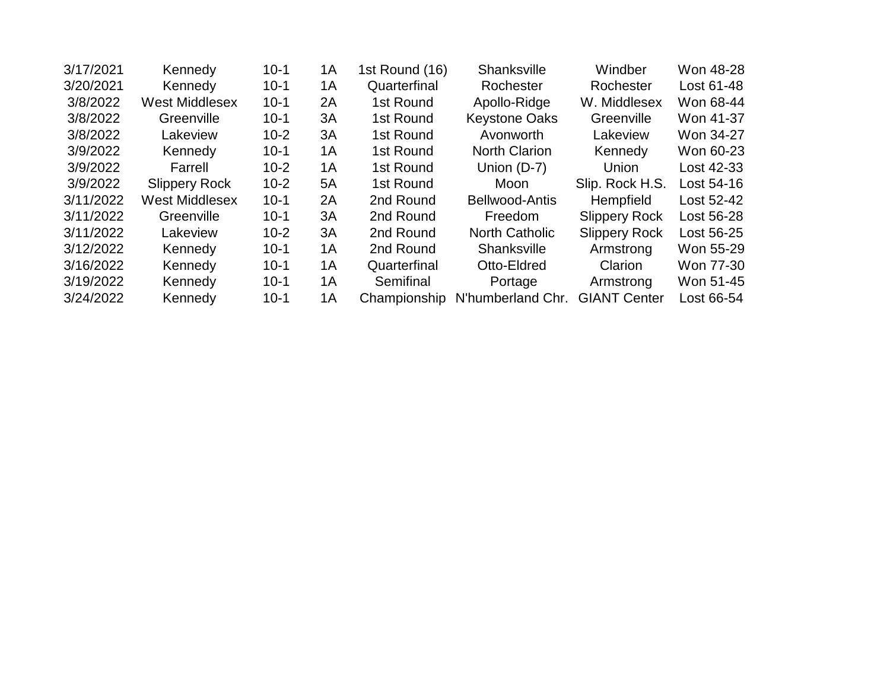| | | | | | | | |
|---|---|---|---|---|---|---|---|
| 3/17/2021 | Kennedy | 10-1 | 1A | 1st Round (16) | Shanksville | Windber | Won 48-28 |
| 3/20/2021 | Kennedy | 10-1 | 1A | Quarterfinal | Rochester | Rochester | Lost 61-48 |
| 3/8/2022 | West Middlesex | 10-1 | 2A | 1st Round | Apollo-Ridge | W. Middlesex | Won 68-44 |
| 3/8/2022 | Greenville | 10-1 | 3A | 1st Round | Keystone Oaks | Greenville | Won 41-37 |
| 3/8/2022 | Lakeview | 10-2 | 3A | 1st Round | Avonworth | Lakeview | Won 34-27 |
| 3/9/2022 | Kennedy | 10-1 | 1A | 1st Round | North Clarion | Kennedy | Won 60-23 |
| 3/9/2022 | Farrell | 10-2 | 1A | 1st Round | Union (D-7) | Union | Lost 42-33 |
| 3/9/2022 | Slippery Rock | 10-2 | 5A | 1st Round | Moon | Slip. Rock H.S. | Lost 54-16 |
| 3/11/2022 | West Middlesex | 10-1 | 2A | 2nd Round | Bellwood-Antis | Hempfield | Lost 52-42 |
| 3/11/2022 | Greenville | 10-1 | 3A | 2nd Round | Freedom | Slippery Rock | Lost 56-28 |
| 3/11/2022 | Lakeview | 10-2 | 3A | 2nd Round | North Catholic | Slippery Rock | Lost 56-25 |
| 3/12/2022 | Kennedy | 10-1 | 1A | 2nd Round | Shanksville | Armstrong | Won 55-29 |
| 3/16/2022 | Kennedy | 10-1 | 1A | Quarterfinal | Otto-Eldred | Clarion | Won 77-30 |
| 3/19/2022 | Kennedy | 10-1 | 1A | Semifinal | Portage | Armstrong | Won 51-45 |
| 3/24/2022 | Kennedy | 10-1 | 1A | Championship | N'humberland Chr. | GIANT Center | Lost 66-54 |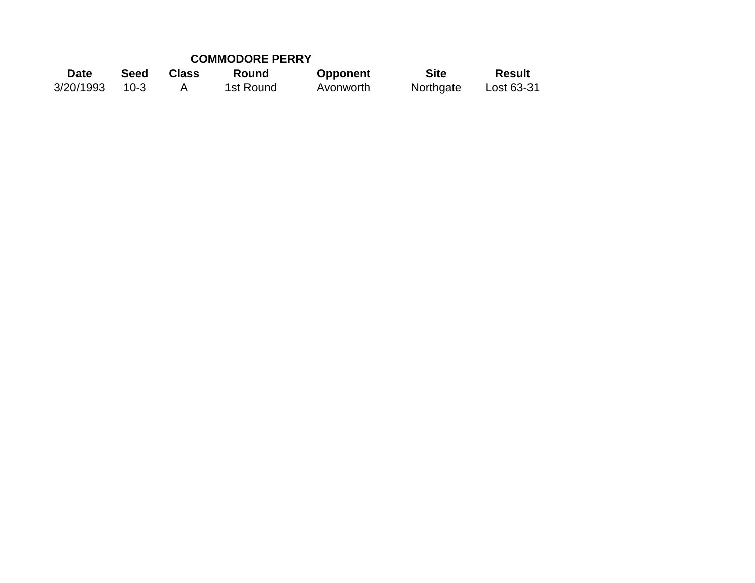**COMMODORE PERRY**

| Date | Seed | Class | Round | Opponent | Site | Result |
|---|---|---|---|---|---|---|
| 3/20/1993 | 10-3 | A | 1st Round | Avonworth | Northgate | Lost 63-31 |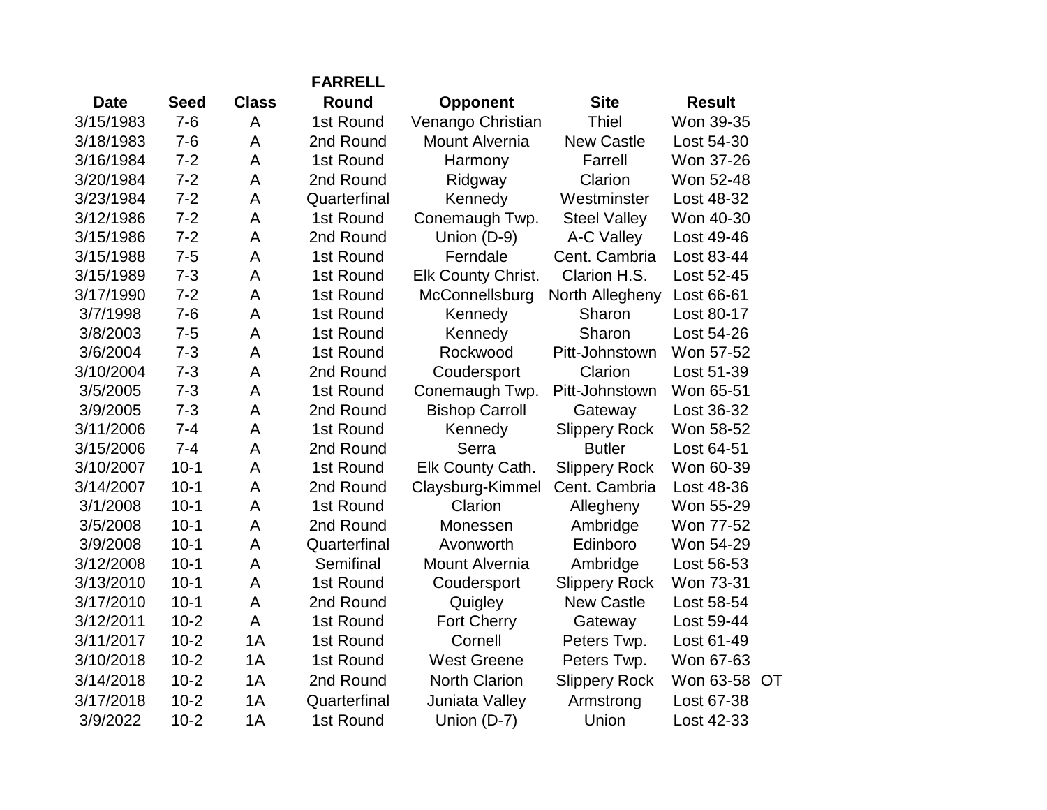**FARRELL**

| Date | Seed | Class | Round | Opponent | Site | Result |
|---|---|---|---|---|---|---|
| 3/15/1983 | 7-6 | A | 1st Round | Venango Christian | Thiel | Won 39-35 |
| 3/18/1983 | 7-6 | A | 2nd Round | Mount Alvernia | New Castle | Lost 54-30 |
| 3/16/1984 | 7-2 | A | 1st Round | Harmony | Farrell | Won 37-26 |
| 3/20/1984 | 7-2 | A | 2nd Round | Ridgway | Clarion | Won 52-48 |
| 3/23/1984 | 7-2 | A | Quarterfinal | Kennedy | Westminster | Lost 48-32 |
| 3/12/1986 | 7-2 | A | 1st Round | Conemaugh Twp. | Steel Valley | Won 40-30 |
| 3/15/1986 | 7-2 | A | 2nd Round | Union (D-9) | A-C Valley | Lost 49-46 |
| 3/15/1988 | 7-5 | A | 1st Round | Ferndale | Cent. Cambria | Lost 83-44 |
| 3/15/1989 | 7-3 | A | 1st Round | Elk County Christ. | Clarion H.S. | Lost 52-45 |
| 3/17/1990 | 7-2 | A | 1st Round | McConnellsburg | North Allegheny | Lost 66-61 |
| 3/7/1998 | 7-6 | A | 1st Round | Kennedy | Sharon | Lost 80-17 |
| 3/8/2003 | 7-5 | A | 1st Round | Kennedy | Sharon | Lost 54-26 |
| 3/6/2004 | 7-3 | A | 1st Round | Rockwood | Pitt-Johnstown | Won 57-52 |
| 3/10/2004 | 7-3 | A | 2nd Round | Coudersport | Clarion | Lost 51-39 |
| 3/5/2005 | 7-3 | A | 1st Round | Conemaugh Twp. | Pitt-Johnstown | Won 65-51 |
| 3/9/2005 | 7-3 | A | 2nd Round | Bishop Carroll | Gateway | Lost 36-32 |
| 3/11/2006 | 7-4 | A | 1st Round | Kennedy | Slippery Rock | Won 58-52 |
| 3/15/2006 | 7-4 | A | 2nd Round | Serra | Butler | Lost 64-51 |
| 3/10/2007 | 10-1 | A | 1st Round | Elk County Cath. | Slippery Rock | Won 60-39 |
| 3/14/2007 | 10-1 | A | 2nd Round | Claysburg-Kimmel | Cent. Cambria | Lost 48-36 |
| 3/1/2008 | 10-1 | A | 1st Round | Clarion | Allegheny | Won 55-29 |
| 3/5/2008 | 10-1 | A | 2nd Round | Monessen | Ambridge | Won 77-52 |
| 3/9/2008 | 10-1 | A | Quarterfinal | Avonworth | Edinboro | Won 54-29 |
| 3/12/2008 | 10-1 | A | Semifinal | Mount Alvernia | Ambridge | Lost 56-53 |
| 3/13/2010 | 10-1 | A | 1st Round | Coudersport | Slippery Rock | Won 73-31 |
| 3/17/2010 | 10-1 | A | 2nd Round | Quigley | New Castle | Lost 58-54 |
| 3/12/2011 | 10-2 | A | 1st Round | Fort Cherry | Gateway | Lost 59-44 |
| 3/11/2017 | 10-2 | 1A | 1st Round | Cornell | Peters Twp. | Lost 61-49 |
| 3/10/2018 | 10-2 | 1A | 1st Round | West Greene | Peters Twp. | Won 67-63 |
| 3/14/2018 | 10-2 | 1A | 2nd Round | North Clarion | Slippery Rock | Won 63-58 OT |
| 3/17/2018 | 10-2 | 1A | Quarterfinal | Juniata Valley | Armstrong | Lost 67-38 |
| 3/9/2022 | 10-2 | 1A | 1st Round | Union (D-7) | Union | Lost 42-33 |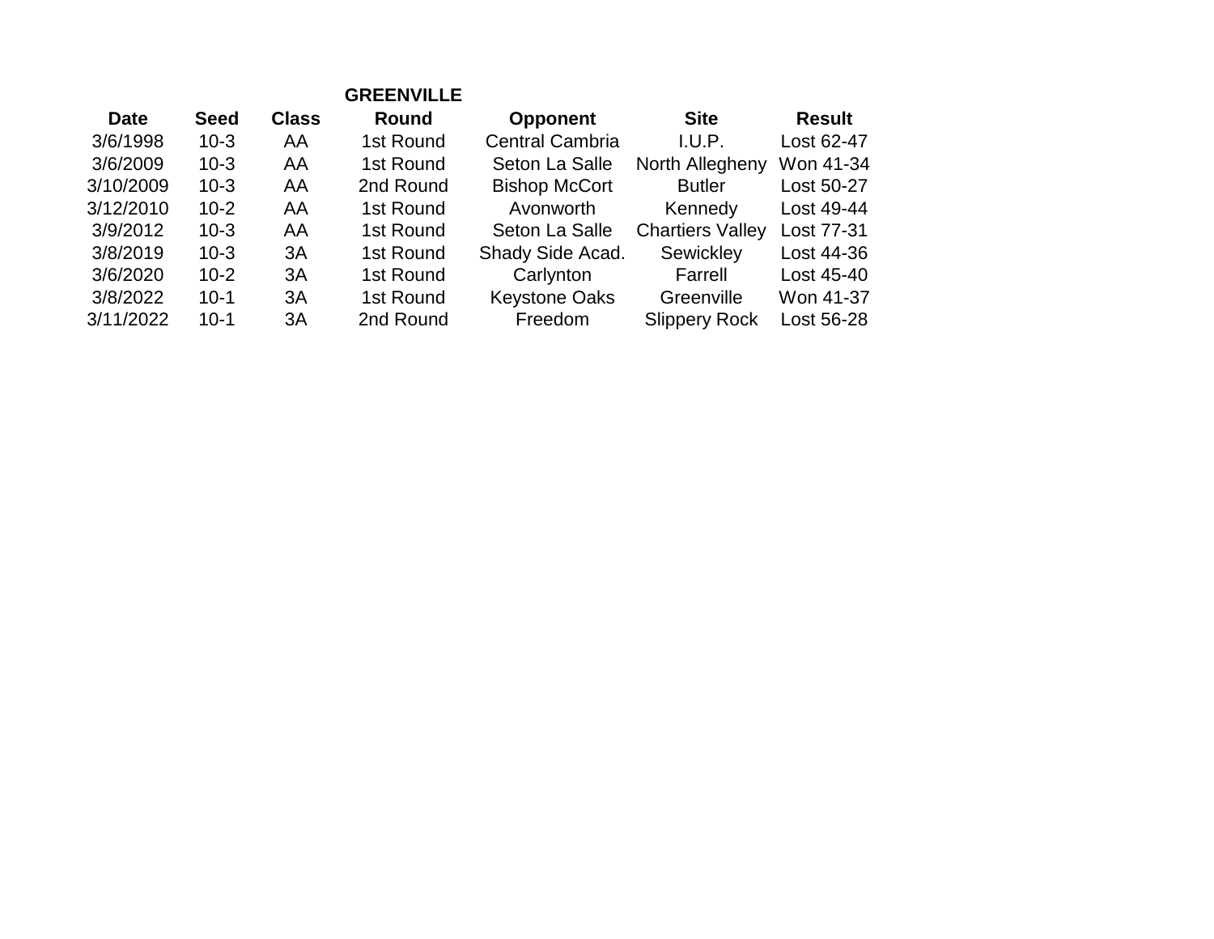**GREENVILLE**

| Date | Seed | Class | Round | Opponent | Site | Result |
|---|---|---|---|---|---|---|
| 3/6/1998 | 10-3 | AA | 1st Round | Central Cambria | I.U.P. | Lost 62-47 |
| 3/6/2009 | 10-3 | AA | 1st Round | Seton La Salle | North Allegheny | Won 41-34 |
| 3/10/2009 | 10-3 | AA | 2nd Round | Bishop McCort | Butler | Lost 50-27 |
| 3/12/2010 | 10-2 | AA | 1st Round | Avonworth | Kennedy | Lost 49-44 |
| 3/9/2012 | 10-3 | AA | 1st Round | Seton La Salle | Chartiers Valley | Lost 77-31 |
| 3/8/2019 | 10-3 | 3A | 1st Round | Shady Side Acad. | Sewickley | Lost 44-36 |
| 3/6/2020 | 10-2 | 3A | 1st Round | Carlynton | Farrell | Lost 45-40 |
| 3/8/2022 | 10-1 | 3A | 1st Round | Keystone Oaks | Greenville | Won 41-37 |
| 3/11/2022 | 10-1 | 3A | 2nd Round | Freedom | Slippery Rock | Lost 56-28 |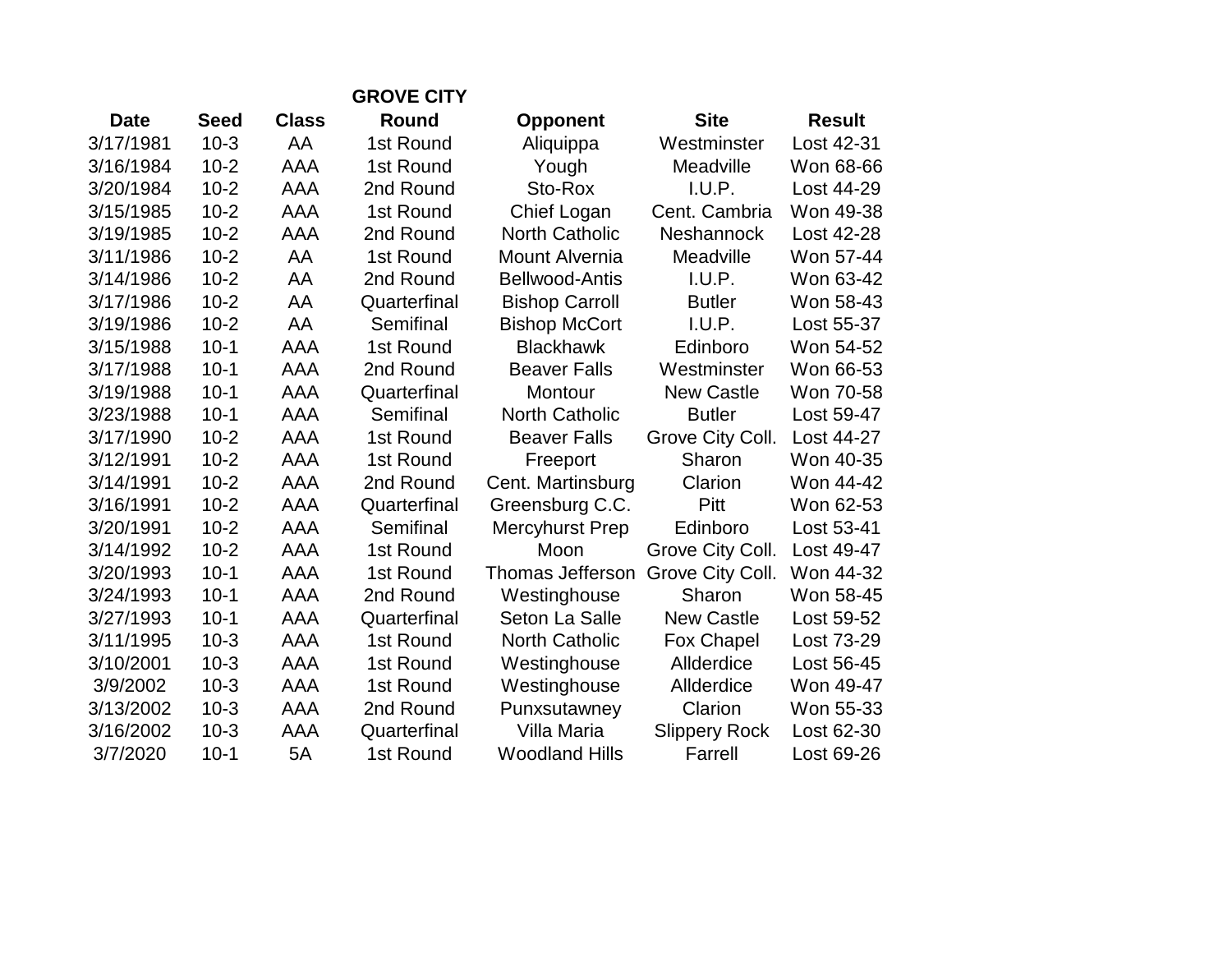**GROVE CITY**

| Date | Seed | Class | Round | Opponent | Site | Result |
|---|---|---|---|---|---|---|
| 3/17/1981 | 10-3 | AA | 1st Round | Aliquippa | Westminster | Lost 42-31 |
| 3/16/1984 | 10-2 | AAA | 1st Round | Yough | Meadville | Won 68-66 |
| 3/20/1984 | 10-2 | AAA | 2nd Round | Sto-Rox | I.U.P. | Lost 44-29 |
| 3/15/1985 | 10-2 | AAA | 1st Round | Chief Logan | Cent. Cambria | Won 49-38 |
| 3/19/1985 | 10-2 | AAA | 2nd Round | North Catholic | Neshannock | Lost 42-28 |
| 3/11/1986 | 10-2 | AA | 1st Round | Mount Alvernia | Meadville | Won 57-44 |
| 3/14/1986 | 10-2 | AA | 2nd Round | Bellwood-Antis | I.U.P. | Won 63-42 |
| 3/17/1986 | 10-2 | AA | Quarterfinal | Bishop Carroll | Butler | Won 58-43 |
| 3/19/1986 | 10-2 | AA | Semifinal | Bishop McCort | I.U.P. | Lost 55-37 |
| 3/15/1988 | 10-1 | AAA | 1st Round | Blackhawk | Edinboro | Won 54-52 |
| 3/17/1988 | 10-1 | AAA | 2nd Round | Beaver Falls | Westminster | Won 66-53 |
| 3/19/1988 | 10-1 | AAA | Quarterfinal | Montour | New Castle | Won 70-58 |
| 3/23/1988 | 10-1 | AAA | Semifinal | North Catholic | Butler | Lost 59-47 |
| 3/17/1990 | 10-2 | AAA | 1st Round | Beaver Falls | Grove City Coll. | Lost 44-27 |
| 3/12/1991 | 10-2 | AAA | 1st Round | Freeport | Sharon | Won 40-35 |
| 3/14/1991 | 10-2 | AAA | 2nd Round | Cent. Martinsburg | Clarion | Won 44-42 |
| 3/16/1991 | 10-2 | AAA | Quarterfinal | Greensburg C.C. | Pitt | Won 62-53 |
| 3/20/1991 | 10-2 | AAA | Semifinal | Mercyhurst Prep | Edinboro | Lost 53-41 |
| 3/14/1992 | 10-2 | AAA | 1st Round | Moon | Grove City Coll. | Lost 49-47 |
| 3/20/1993 | 10-1 | AAA | 1st Round | Thomas Jefferson | Grove City Coll. | Won 44-32 |
| 3/24/1993 | 10-1 | AAA | 2nd Round | Westinghouse | Sharon | Won 58-45 |
| 3/27/1993 | 10-1 | AAA | Quarterfinal | Seton La Salle | New Castle | Lost 59-52 |
| 3/11/1995 | 10-3 | AAA | 1st Round | North Catholic | Fox Chapel | Lost 73-29 |
| 3/10/2001 | 10-3 | AAA | 1st Round | Westinghouse | Allderdice | Lost 56-45 |
| 3/9/2002 | 10-3 | AAA | 1st Round | Westinghouse | Allderdice | Won 49-47 |
| 3/13/2002 | 10-3 | AAA | 2nd Round | Punxsutawney | Clarion | Won 55-33 |
| 3/16/2002 | 10-3 | AAA | Quarterfinal | Villa Maria | Slippery Rock | Lost 62-30 |
| 3/7/2020 | 10-1 | 5A | 1st Round | Woodland Hills | Farrell | Lost 69-26 |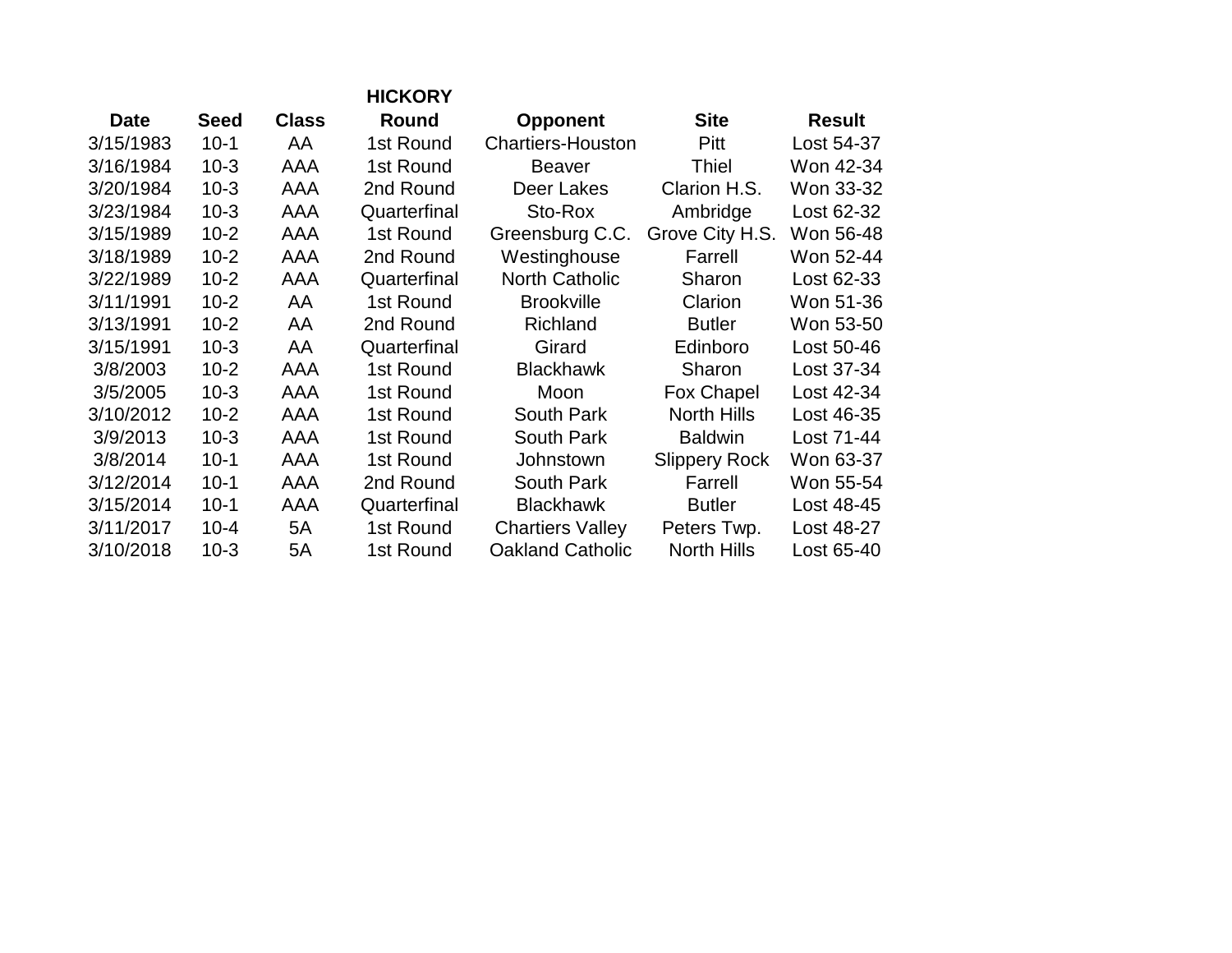**HICKORY**

| Date | Seed | Class | Round | Opponent | Site | Result |
|---|---|---|---|---|---|---|
| 3/15/1983 | 10-1 | AA | 1st Round | Chartiers-Houston | Pitt | Lost 54-37 |
| 3/16/1984 | 10-3 | AAA | 1st Round | Beaver | Thiel | Won 42-34 |
| 3/20/1984 | 10-3 | AAA | 2nd Round | Deer Lakes | Clarion H.S. | Won 33-32 |
| 3/23/1984 | 10-3 | AAA | Quarterfinal | Sto-Rox | Ambridge | Lost 62-32 |
| 3/15/1989 | 10-2 | AAA | 1st Round | Greensburg C.C. | Grove City H.S. | Won 56-48 |
| 3/18/1989 | 10-2 | AAA | 2nd Round | Westinghouse | Farrell | Won 52-44 |
| 3/22/1989 | 10-2 | AAA | Quarterfinal | North Catholic | Sharon | Lost 62-33 |
| 3/11/1991 | 10-2 | AA | 1st Round | Brookville | Clarion | Won 51-36 |
| 3/13/1991 | 10-2 | AA | 2nd Round | Richland | Butler | Won 53-50 |
| 3/15/1991 | 10-3 | AA | Quarterfinal | Girard | Edinboro | Lost 50-46 |
| 3/8/2003 | 10-2 | AAA | 1st Round | Blackhawk | Sharon | Lost 37-34 |
| 3/5/2005 | 10-3 | AAA | 1st Round | Moon | Fox Chapel | Lost 42-34 |
| 3/10/2012 | 10-2 | AAA | 1st Round | South Park | North Hills | Lost 46-35 |
| 3/9/2013 | 10-3 | AAA | 1st Round | South Park | Baldwin | Lost 71-44 |
| 3/8/2014 | 10-1 | AAA | 1st Round | Johnstown | Slippery Rock | Won 63-37 |
| 3/12/2014 | 10-1 | AAA | 2nd Round | South Park | Farrell | Won 55-54 |
| 3/15/2014 | 10-1 | AAA | Quarterfinal | Blackhawk | Butler | Lost 48-45 |
| 3/11/2017 | 10-4 | 5A | 1st Round | Chartiers Valley | Peters Twp. | Lost 48-27 |
| 3/10/2018 | 10-3 | 5A | 1st Round | Oakland Catholic | North Hills | Lost 65-40 |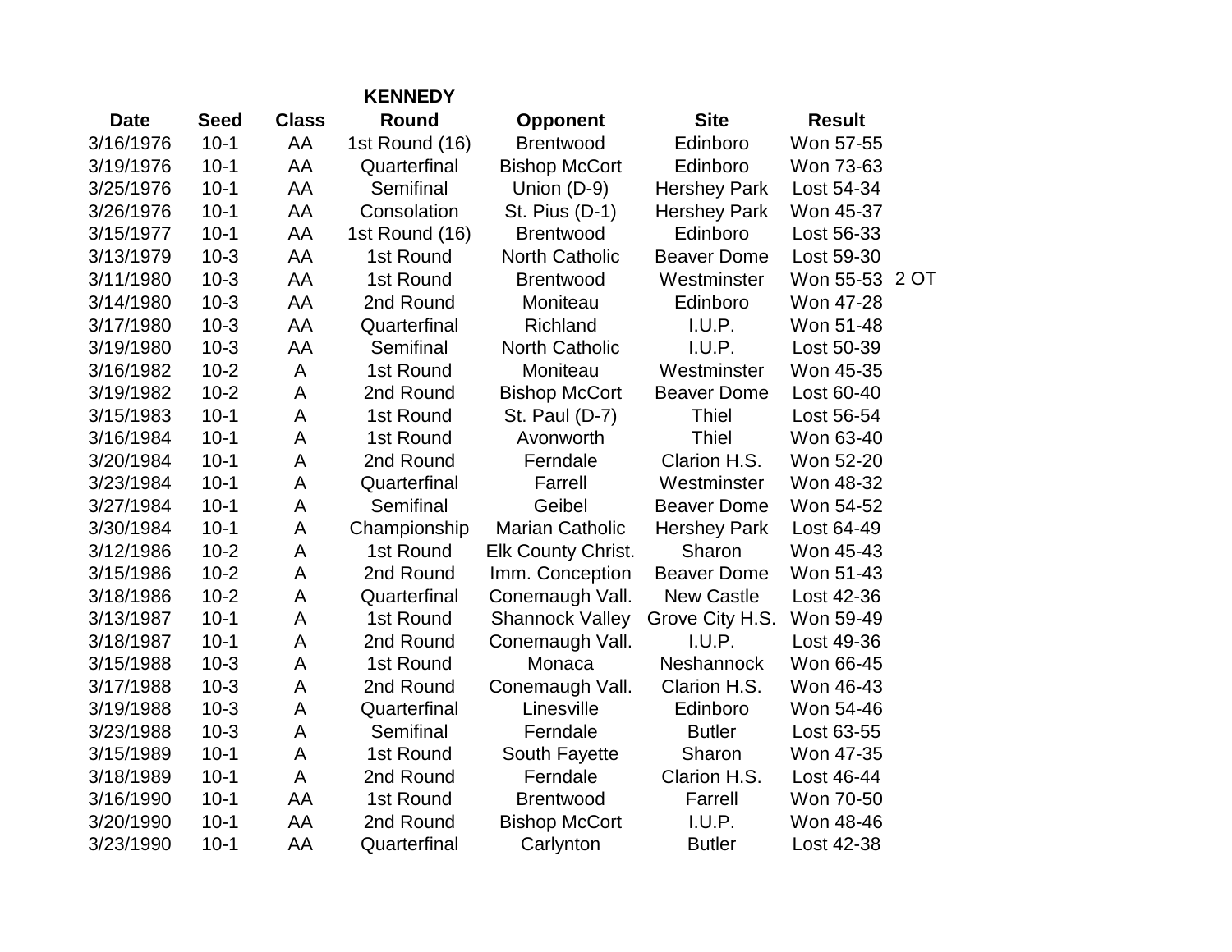**KENNEDY**

| Date | Seed | Class | Round | Opponent | Site | Result | |
|---|---|---|---|---|---|---|---|
| 3/16/1976 | 10-1 | AA | 1st Round (16) | Brentwood | Edinboro | Won 57-55 | |
| 3/19/1976 | 10-1 | AA | Quarterfinal | Bishop McCort | Edinboro | Won 73-63 | |
| 3/25/1976 | 10-1 | AA | Semifinal | Union (D-9) | Hershey Park | Lost 54-34 | |
| 3/26/1976 | 10-1 | AA | Consolation | St. Pius (D-1) | Hershey Park | Won 45-37 | |
| 3/15/1977 | 10-1 | AA | 1st Round (16) | Brentwood | Edinboro | Lost 56-33 | |
| 3/13/1979 | 10-3 | AA | 1st Round | North Catholic | Beaver Dome | Lost 59-30 | |
| 3/11/1980 | 10-3 | AA | 1st Round | Brentwood | Westminster | Won 55-53 | 2 OT |
| 3/14/1980 | 10-3 | AA | 2nd Round | Moniteau | Edinboro | Won 47-28 | |
| 3/17/1980 | 10-3 | AA | Quarterfinal | Richland | I.U.P. | Won 51-48 | |
| 3/19/1980 | 10-3 | AA | Semifinal | North Catholic | I.U.P. | Lost 50-39 | |
| 3/16/1982 | 10-2 | A | 1st Round | Moniteau | Westminster | Won 45-35 | |
| 3/19/1982 | 10-2 | A | 2nd Round | Bishop McCort | Beaver Dome | Lost 60-40 | |
| 3/15/1983 | 10-1 | A | 1st Round | St. Paul (D-7) | Thiel | Lost 56-54 | |
| 3/16/1984 | 10-1 | A | 1st Round | Avonworth | Thiel | Won 63-40 | |
| 3/20/1984 | 10-1 | A | 2nd Round | Ferndale | Clarion H.S. | Won 52-20 | |
| 3/23/1984 | 10-1 | A | Quarterfinal | Farrell | Westminster | Won 48-32 | |
| 3/27/1984 | 10-1 | A | Semifinal | Geibel | Beaver Dome | Won 54-52 | |
| 3/30/1984 | 10-1 | A | Championship | Marian Catholic | Hershey Park | Lost 64-49 | |
| 3/12/1986 | 10-2 | A | 1st Round | Elk County Christ. | Sharon | Won 45-43 | |
| 3/15/1986 | 10-2 | A | 2nd Round | Imm. Conception | Beaver Dome | Won 51-43 | |
| 3/18/1986 | 10-2 | A | Quarterfinal | Conemaugh Vall. | New Castle | Lost 42-36 | |
| 3/13/1987 | 10-1 | A | 1st Round | Shannock Valley | Grove City H.S. | Won 59-49 | |
| 3/18/1987 | 10-1 | A | 2nd Round | Conemaugh Vall. | I.U.P. | Lost 49-36 | |
| 3/15/1988 | 10-3 | A | 1st Round | Monaca | Neshannock | Won 66-45 | |
| 3/17/1988 | 10-3 | A | 2nd Round | Conemaugh Vall. | Clarion H.S. | Won 46-43 | |
| 3/19/1988 | 10-3 | A | Quarterfinal | Linesville | Edinboro | Won 54-46 | |
| 3/23/1988 | 10-3 | A | Semifinal | Ferndale | Butler | Lost 63-55 | |
| 3/15/1989 | 10-1 | A | 1st Round | South Fayette | Sharon | Won 47-35 | |
| 3/18/1989 | 10-1 | A | 2nd Round | Ferndale | Clarion H.S. | Lost 46-44 | |
| 3/16/1990 | 10-1 | AA | 1st Round | Brentwood | Farrell | Won 70-50 | |
| 3/20/1990 | 10-1 | AA | 2nd Round | Bishop McCort | I.U.P. | Won 48-46 | |
| 3/23/1990 | 10-1 | AA | Quarterfinal | Carlynton | Butler | Lost 42-38 | |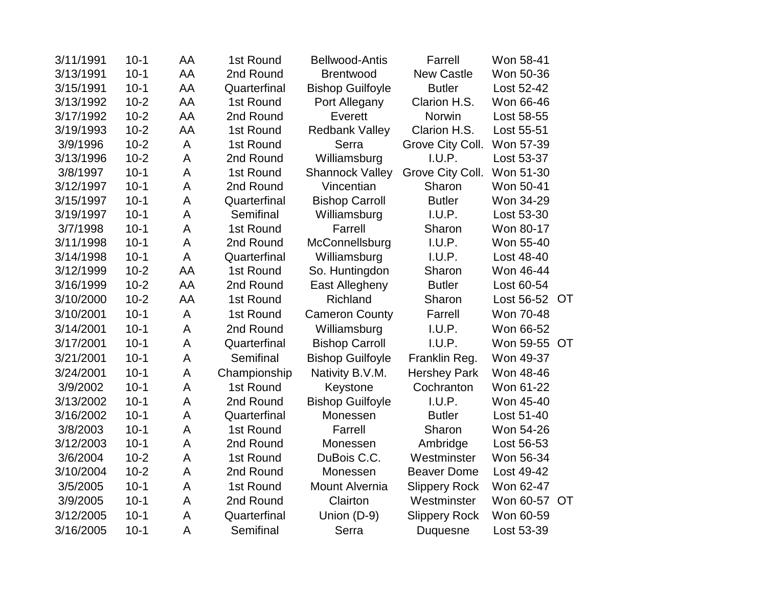| | | | | | | | |
|---|---|---|---|---|---|---|---|
| 3/11/1991 | 10-1 | AA | 1st Round | Bellwood-Antis | Farrell | Won 58-41 | |
| 3/13/1991 | 10-1 | AA | 2nd Round | Brentwood | New Castle | Won 50-36 | |
| 3/15/1991 | 10-1 | AA | Quarterfinal | Bishop Guilfoyle | Butler | Lost 52-42 | |
| 3/13/1992 | 10-2 | AA | 1st Round | Port Allegany | Clarion H.S. | Won 66-46 | |
| 3/17/1992 | 10-2 | AA | 2nd Round | Everett | Norwin | Lost 58-55 | |
| 3/19/1993 | 10-2 | AA | 1st Round | Redbank Valley | Clarion H.S. | Lost 55-51 | |
| 3/9/1996 | 10-2 | A | 1st Round | Serra | Grove City Coll. | Won 57-39 | |
| 3/13/1996 | 10-2 | A | 2nd Round | Williamsburg | I.U.P. | Lost 53-37 | |
| 3/8/1997 | 10-1 | A | 1st Round | Shannock Valley | Grove City Coll. | Won 51-30 | |
| 3/12/1997 | 10-1 | A | 2nd Round | Vincentian | Sharon | Won 50-41 | |
| 3/15/1997 | 10-1 | A | Quarterfinal | Bishop Carroll | Butler | Won 34-29 | |
| 3/19/1997 | 10-1 | A | Semifinal | Williamsburg | I.U.P. | Lost 53-30 | |
| 3/7/1998 | 10-1 | A | 1st Round | Farrell | Sharon | Won 80-17 | |
| 3/11/1998 | 10-1 | A | 2nd Round | McConnellsburg | I.U.P. | Won 55-40 | |
| 3/14/1998 | 10-1 | A | Quarterfinal | Williamsburg | I.U.P. | Lost 48-40 | |
| 3/12/1999 | 10-2 | AA | 1st Round | So. Huntingdon | Sharon | Won 46-44 | |
| 3/16/1999 | 10-2 | AA | 2nd Round | East Allegheny | Butler | Lost 60-54 | |
| 3/10/2000 | 10-2 | AA | 1st Round | Richland | Sharon | Lost 56-52 | OT |
| 3/10/2001 | 10-1 | A | 1st Round | Cameron County | Farrell | Won 70-48 | |
| 3/14/2001 | 10-1 | A | 2nd Round | Williamsburg | I.U.P. | Won 66-52 | |
| 3/17/2001 | 10-1 | A | Quarterfinal | Bishop Carroll | I.U.P. | Won 59-55 | OT |
| 3/21/2001 | 10-1 | A | Semifinal | Bishop Guilfoyle | Franklin Reg. | Won 49-37 | |
| 3/24/2001 | 10-1 | A | Championship | Nativity B.V.M. | Hershey Park | Won 48-46 | |
| 3/9/2002 | 10-1 | A | 1st Round | Keystone | Cochranton | Won 61-22 | |
| 3/13/2002 | 10-1 | A | 2nd Round | Bishop Guilfoyle | I.U.P. | Won 45-40 | |
| 3/16/2002 | 10-1 | A | Quarterfinal | Monessen | Butler | Lost 51-40 | |
| 3/8/2003 | 10-1 | A | 1st Round | Farrell | Sharon | Won 54-26 | |
| 3/12/2003 | 10-1 | A | 2nd Round | Monessen | Ambridge | Lost 56-53 | |
| 3/6/2004 | 10-2 | A | 1st Round | DuBois C.C. | Westminster | Won 56-34 | |
| 3/10/2004 | 10-2 | A | 2nd Round | Monessen | Beaver Dome | Lost 49-42 | |
| 3/5/2005 | 10-1 | A | 1st Round | Mount Alvernia | Slippery Rock | Won 62-47 | |
| 3/9/2005 | 10-1 | A | 2nd Round | Clairton | Westminster | Won 60-57 | OT |
| 3/12/2005 | 10-1 | A | Quarterfinal | Union (D-9) | Slippery Rock | Won 60-59 | |
| 3/16/2005 | 10-1 | A | Semifinal | Serra | Duquesne | Lost 53-39 | |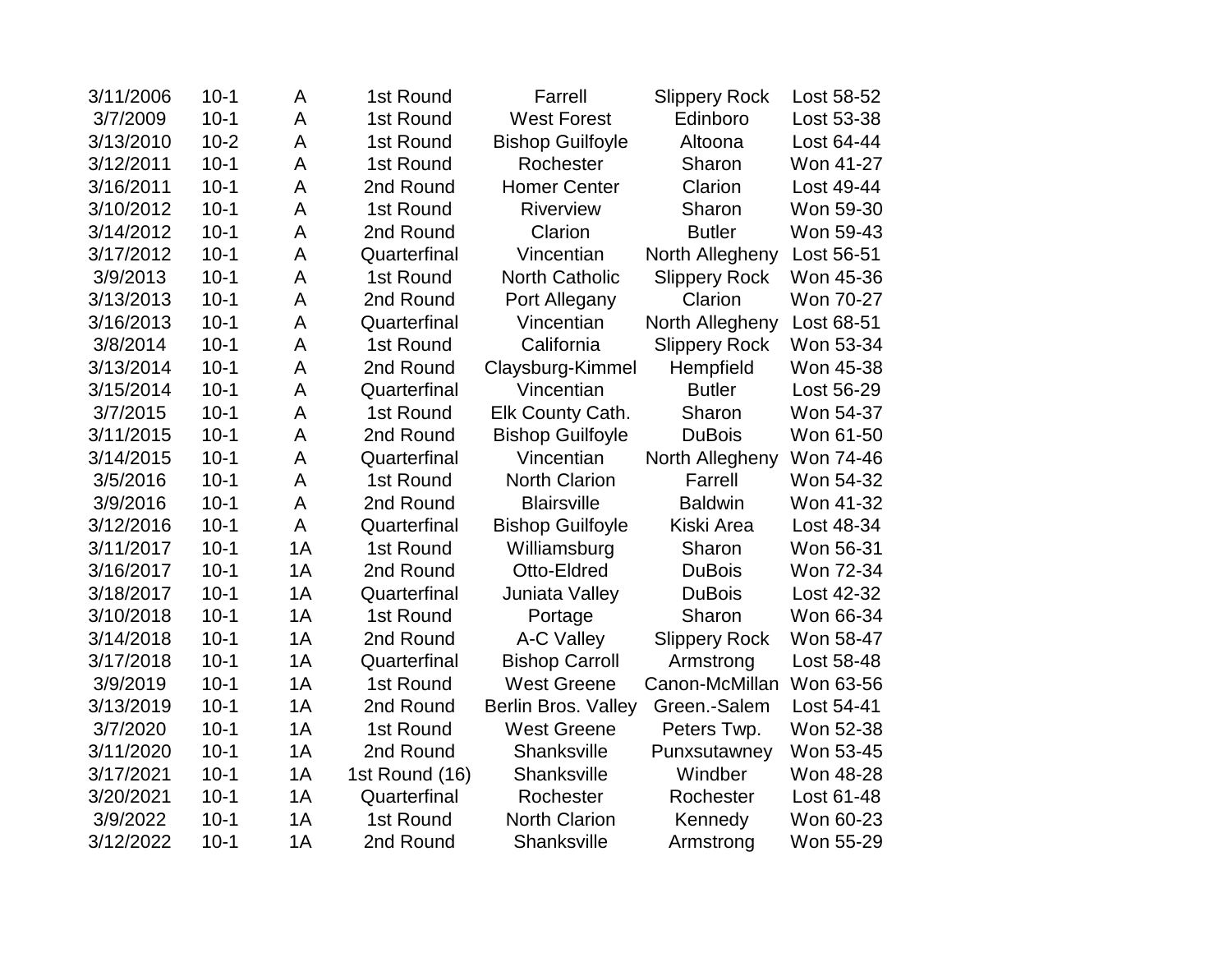| | | | | | | |
|---|---|---|---|---|---|---|
| 3/11/2006 | 10-1 | A | 1st Round | Farrell | Slippery Rock | Lost 58-52 |
| 3/7/2009 | 10-1 | A | 1st Round | West Forest | Edinboro | Lost 53-38 |
| 3/13/2010 | 10-2 | A | 1st Round | Bishop Guilfoyle | Altoona | Lost 64-44 |
| 3/12/2011 | 10-1 | A | 1st Round | Rochester | Sharon | Won 41-27 |
| 3/16/2011 | 10-1 | A | 2nd Round | Homer Center | Clarion | Lost 49-44 |
| 3/10/2012 | 10-1 | A | 1st Round | Riverview | Sharon | Won 59-30 |
| 3/14/2012 | 10-1 | A | 2nd Round | Clarion | Butler | Won 59-43 |
| 3/17/2012 | 10-1 | A | Quarterfinal | Vincentian | North Allegheny | Lost 56-51 |
| 3/9/2013 | 10-1 | A | 1st Round | North Catholic | Slippery Rock | Won 45-36 |
| 3/13/2013 | 10-1 | A | 2nd Round | Port Allegany | Clarion | Won 70-27 |
| 3/16/2013 | 10-1 | A | Quarterfinal | Vincentian | North Allegheny | Lost 68-51 |
| 3/8/2014 | 10-1 | A | 1st Round | California | Slippery Rock | Won 53-34 |
| 3/13/2014 | 10-1 | A | 2nd Round | Claysburg-Kimmel | Hempfield | Won 45-38 |
| 3/15/2014 | 10-1 | A | Quarterfinal | Vincentian | Butler | Lost 56-29 |
| 3/7/2015 | 10-1 | A | 1st Round | Elk County Cath. | Sharon | Won 54-37 |
| 3/11/2015 | 10-1 | A | 2nd Round | Bishop Guilfoyle | DuBois | Won 61-50 |
| 3/14/2015 | 10-1 | A | Quarterfinal | Vincentian | North Allegheny | Won 74-46 |
| 3/5/2016 | 10-1 | A | 1st Round | North Clarion | Farrell | Won 54-32 |
| 3/9/2016 | 10-1 | A | 2nd Round | Blairsville | Baldwin | Won 41-32 |
| 3/12/2016 | 10-1 | A | Quarterfinal | Bishop Guilfoyle | Kiski Area | Lost 48-34 |
| 3/11/2017 | 10-1 | 1A | 1st Round | Williamsburg | Sharon | Won 56-31 |
| 3/16/2017 | 10-1 | 1A | 2nd Round | Otto-Eldred | DuBois | Won 72-34 |
| 3/18/2017 | 10-1 | 1A | Quarterfinal | Juniata Valley | DuBois | Lost 42-32 |
| 3/10/2018 | 10-1 | 1A | 1st Round | Portage | Sharon | Won 66-34 |
| 3/14/2018 | 10-1 | 1A | 2nd Round | A-C Valley | Slippery Rock | Won 58-47 |
| 3/17/2018 | 10-1 | 1A | Quarterfinal | Bishop Carroll | Armstrong | Lost 58-48 |
| 3/9/2019 | 10-1 | 1A | 1st Round | West Greene | Canon-McMillan | Won 63-56 |
| 3/13/2019 | 10-1 | 1A | 2nd Round | Berlin Bros. Valley | Green.-Salem | Lost 54-41 |
| 3/7/2020 | 10-1 | 1A | 1st Round | West Greene | Peters Twp. | Won 52-38 |
| 3/11/2020 | 10-1 | 1A | 2nd Round | Shanksville | Punxsutawney | Won 53-45 |
| 3/17/2021 | 10-1 | 1A | 1st Round (16) | Shanksville | Windber | Won 48-28 |
| 3/20/2021 | 10-1 | 1A | Quarterfinal | Rochester | Rochester | Lost 61-48 |
| 3/9/2022 | 10-1 | 1A | 1st Round | North Clarion | Kennedy | Won 60-23 |
| 3/12/2022 | 10-1 | 1A | 2nd Round | Shanksville | Armstrong | Won 55-29 |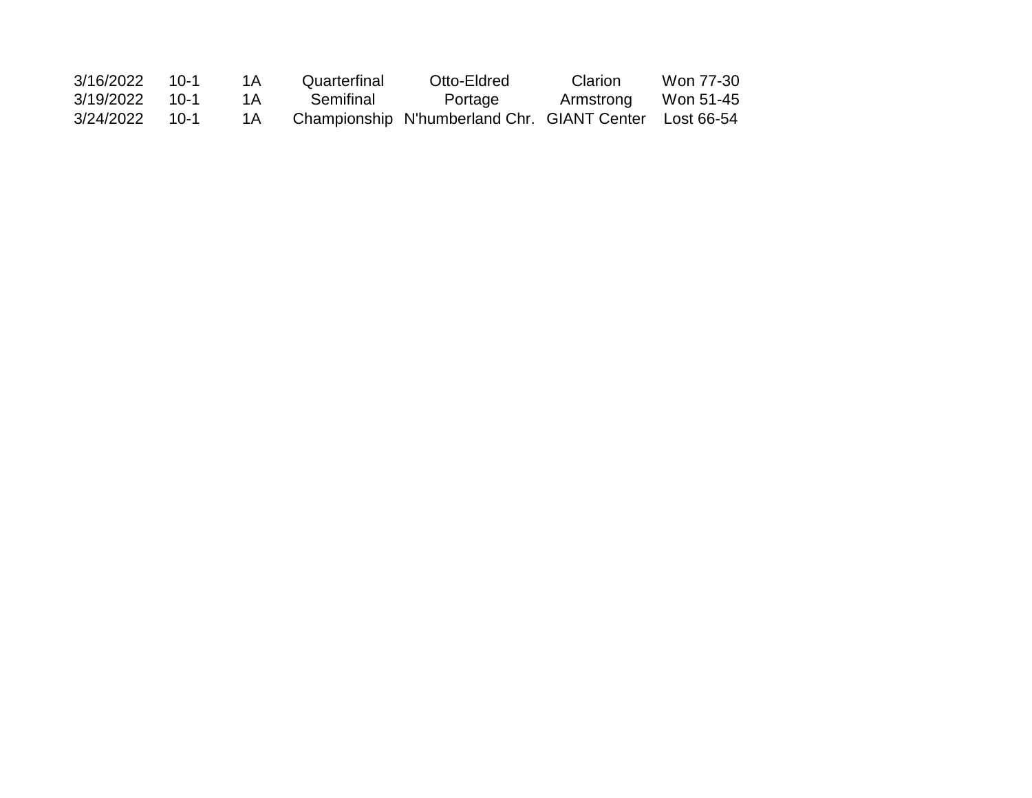| | | | | | | |
|---|---|---|---|---|---|---|
| 3/16/2022 | 10-1 | 1A | Quarterfinal | Otto-Eldred | Clarion | Won 77-30 |
| 3/19/2022 | 10-1 | 1A | Semifinal | Portage | Armstrong | Won 51-45 |
| 3/24/2022 | 10-1 | 1A | Championship | N'humberland Chr. | GIANT Center | Lost 66-54 |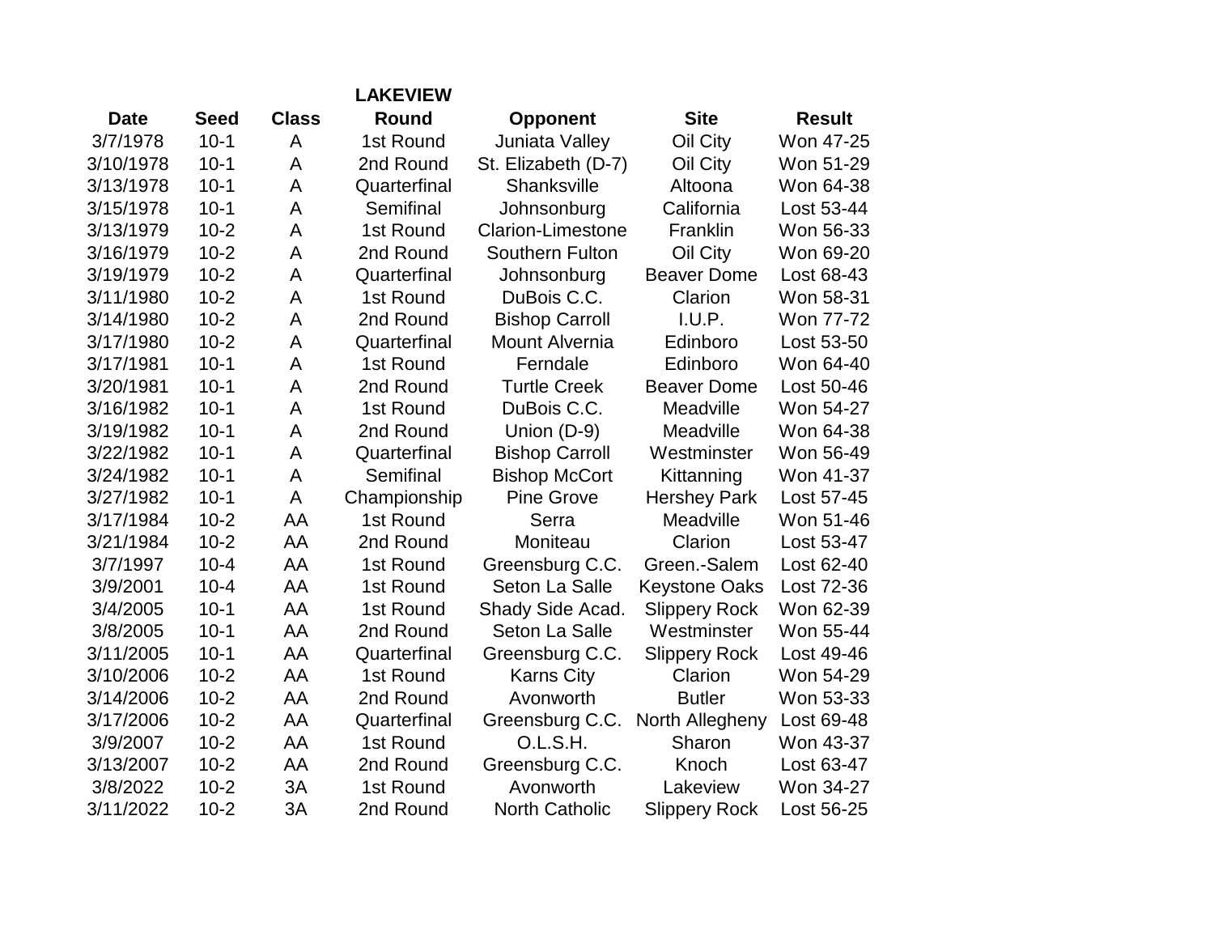## LAKEVIEW

| Date | Seed | Class | Round | Opponent | Site | Result |
|---|---|---|---|---|---|---|
| 3/7/1978 | 10-1 | A | 1st Round | Juniata Valley | Oil City | Won 47-25 |
| 3/10/1978 | 10-1 | A | 2nd Round | St. Elizabeth (D-7) | Oil City | Won 51-29 |
| 3/13/1978 | 10-1 | A | Quarterfinal | Shanksville | Altoona | Won 64-38 |
| 3/15/1978 | 10-1 | A | Semifinal | Johnsonburg | California | Lost 53-44 |
| 3/13/1979 | 10-2 | A | 1st Round | Clarion-Limestone | Franklin | Won 56-33 |
| 3/16/1979 | 10-2 | A | 2nd Round | Southern Fulton | Oil City | Won 69-20 |
| 3/19/1979 | 10-2 | A | Quarterfinal | Johnsonburg | Beaver Dome | Lost 68-43 |
| 3/11/1980 | 10-2 | A | 1st Round | DuBois C.C. | Clarion | Won 58-31 |
| 3/14/1980 | 10-2 | A | 2nd Round | Bishop Carroll | I.U.P. | Won 77-72 |
| 3/17/1980 | 10-2 | A | Quarterfinal | Mount Alvernia | Edinboro | Lost 53-50 |
| 3/17/1981 | 10-1 | A | 1st Round | Ferndale | Edinboro | Won 64-40 |
| 3/20/1981 | 10-1 | A | 2nd Round | Turtle Creek | Beaver Dome | Lost 50-46 |
| 3/16/1982 | 10-1 | A | 1st Round | DuBois C.C. | Meadville | Won 54-27 |
| 3/19/1982 | 10-1 | A | 2nd Round | Union (D-9) | Meadville | Won 64-38 |
| 3/22/1982 | 10-1 | A | Quarterfinal | Bishop Carroll | Westminster | Won 56-49 |
| 3/24/1982 | 10-1 | A | Semifinal | Bishop McCort | Kittanning | Won 41-37 |
| 3/27/1982 | 10-1 | A | Championship | Pine Grove | Hershey Park | Lost 57-45 |
| 3/17/1984 | 10-2 | AA | 1st Round | Serra | Meadville | Won 51-46 |
| 3/21/1984 | 10-2 | AA | 2nd Round | Moniteau | Clarion | Lost 53-47 |
| 3/7/1997 | 10-4 | AA | 1st Round | Greensburg C.C. | Green.-Salem | Lost 62-40 |
| 3/9/2001 | 10-4 | AA | 1st Round | Seton La Salle | Keystone Oaks | Lost 72-36 |
| 3/4/2005 | 10-1 | AA | 1st Round | Shady Side Acad. | Slippery Rock | Won 62-39 |
| 3/8/2005 | 10-1 | AA | 2nd Round | Seton La Salle | Westminster | Won 55-44 |
| 3/11/2005 | 10-1 | AA | Quarterfinal | Greensburg C.C. | Slippery Rock | Lost 49-46 |
| 3/10/2006 | 10-2 | AA | 1st Round | Karns City | Clarion | Won 54-29 |
| 3/14/2006 | 10-2 | AA | 2nd Round | Avonworth | Butler | Won 53-33 |
| 3/17/2006 | 10-2 | AA | Quarterfinal | Greensburg C.C. | North Allegheny | Lost 69-48 |
| 3/9/2007 | 10-2 | AA | 1st Round | O.L.S.H. | Sharon | Won 43-37 |
| 3/13/2007 | 10-2 | AA | 2nd Round | Greensburg C.C. | Knoch | Lost 63-47 |
| 3/8/2022 | 10-2 | 3A | 1st Round | Avonworth | Lakeview | Won 34-27 |
| 3/11/2022 | 10-2 | 3A | 2nd Round | North Catholic | Slippery Rock | Lost 56-25 |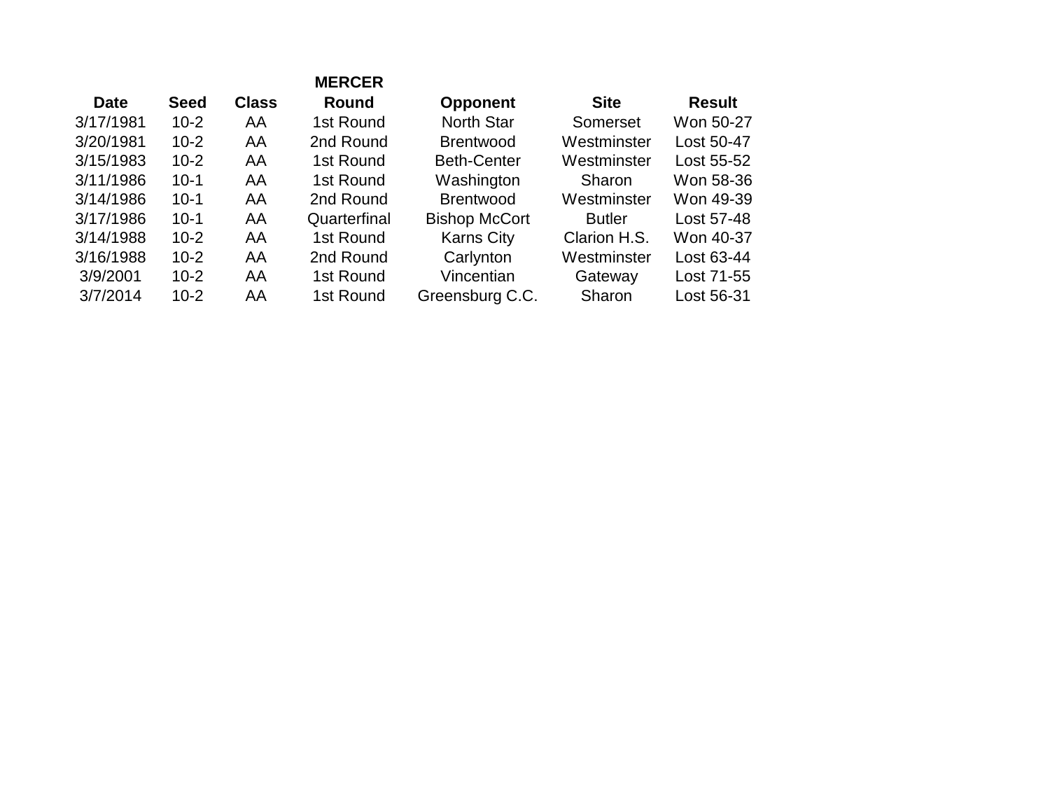## MERCER

| Date | Seed | Class | Round | Opponent | Site | Result |
|---|---|---|---|---|---|---|
| 3/17/1981 | 10-2 | AA | 1st Round | North Star | Somerset | Won 50-27 |
| 3/20/1981 | 10-2 | AA | 2nd Round | Brentwood | Westminster | Lost 50-47 |
| 3/15/1983 | 10-2 | AA | 1st Round | Beth-Center | Westminster | Lost 55-52 |
| 3/11/1986 | 10-1 | AA | 1st Round | Washington | Sharon | Won 58-36 |
| 3/14/1986 | 10-1 | AA | 2nd Round | Brentwood | Westminster | Won 49-39 |
| 3/17/1986 | 10-1 | AA | Quarterfinal | Bishop McCort | Butler | Lost 57-48 |
| 3/14/1988 | 10-2 | AA | 1st Round | Karns City | Clarion H.S. | Won 40-37 |
| 3/16/1988 | 10-2 | AA | 2nd Round | Carlynton | Westminster | Lost 63-44 |
| 3/9/2001 | 10-2 | AA | 1st Round | Vincentian | Gateway | Lost 71-55 |
| 3/7/2014 | 10-2 | AA | 1st Round | Greensburg C.C. | Sharon | Lost 56-31 |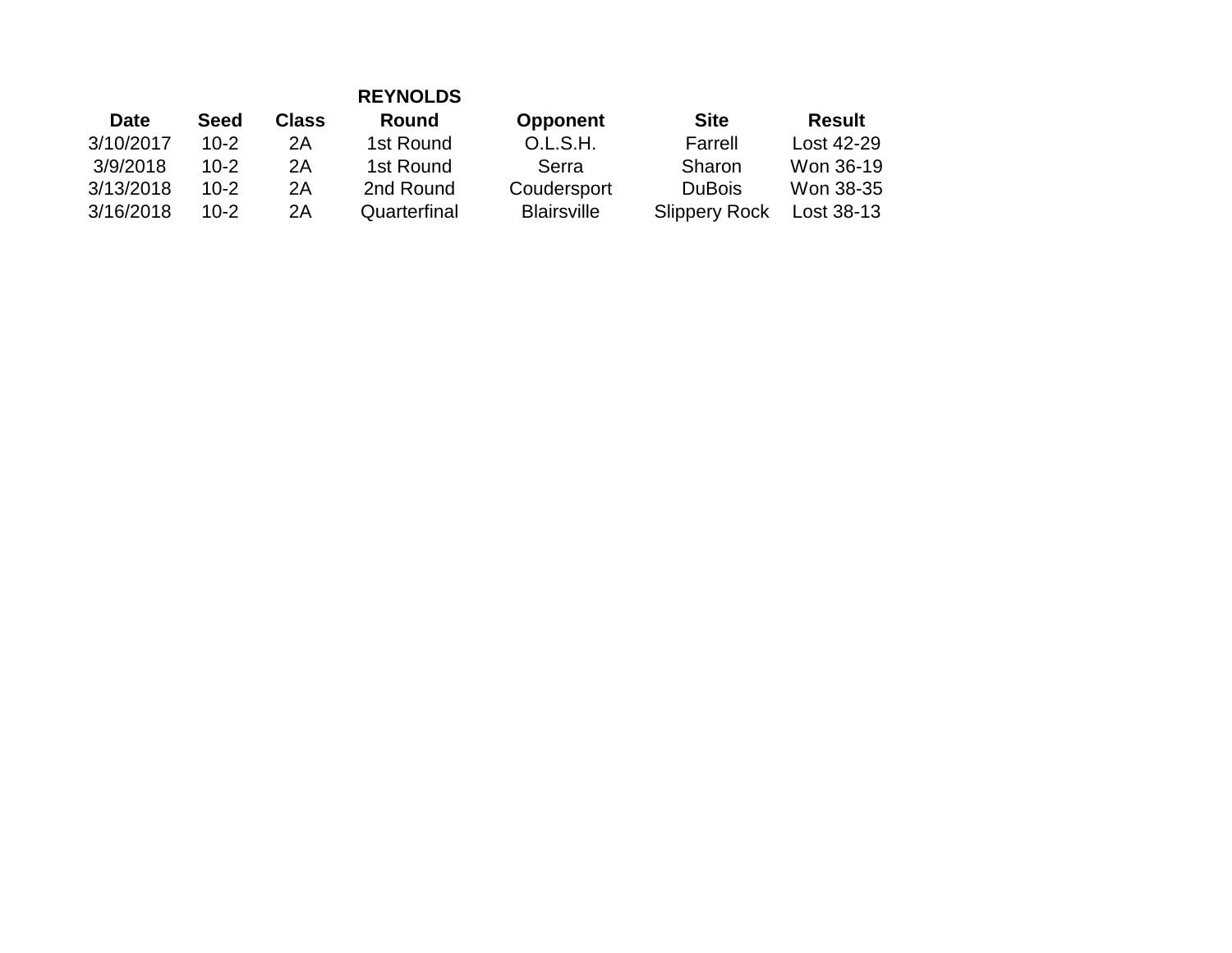**REYNOLDS**

| Date | Seed | Class | Round | Opponent | Site | Result |
|---|---|---|---|---|---|---|
| 3/10/2017 | 10-2 | 2A | 1st Round | O.L.S.H. | Farrell | Lost 42-29 |
| 3/9/2018 | 10-2 | 2A | 1st Round | Serra | Sharon | Won 36-19 |
| 3/13/2018 | 10-2 | 2A | 2nd Round | Coudersport | DuBois | Won 38-35 |
| 3/16/2018 | 10-2 | 2A | Quarterfinal | Blairsville | Slippery Rock | Lost 38-13 |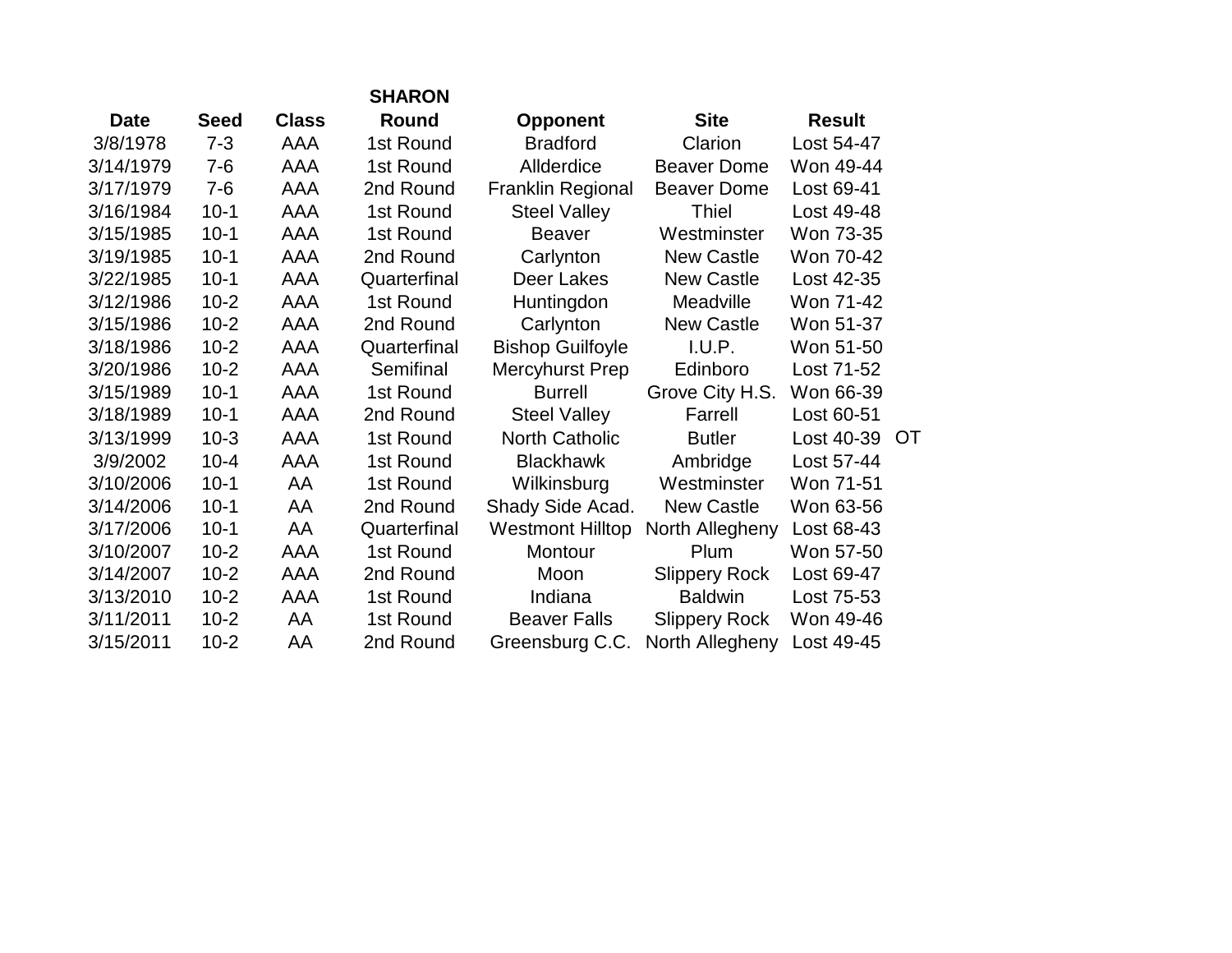**SHARON**

| Date | Seed | Class | Round | Opponent | Site | Result | |
|---|---|---|---|---|---|---|---|
| 3/8/1978 | 7-3 | AAA | 1st Round | Bradford | Clarion | Lost 54-47 | |
| 3/14/1979 | 7-6 | AAA | 1st Round | Allderdice | Beaver Dome | Won 49-44 | |
| 3/17/1979 | 7-6 | AAA | 2nd Round | Franklin Regional | Beaver Dome | Lost 69-41 | |
| 3/16/1984 | 10-1 | AAA | 1st Round | Steel Valley | Thiel | Lost 49-48 | |
| 3/15/1985 | 10-1 | AAA | 1st Round | Beaver | Westminster | Won 73-35 | |
| 3/19/1985 | 10-1 | AAA | 2nd Round | Carlynton | New Castle | Won 70-42 | |
| 3/22/1985 | 10-1 | AAA | Quarterfinal | Deer Lakes | New Castle | Lost 42-35 | |
| 3/12/1986 | 10-2 | AAA | 1st Round | Huntingdon | Meadville | Won 71-42 | |
| 3/15/1986 | 10-2 | AAA | 2nd Round | Carlynton | New Castle | Won 51-37 | |
| 3/18/1986 | 10-2 | AAA | Quarterfinal | Bishop Guilfoyle | I.U.P. | Won 51-50 | |
| 3/20/1986 | 10-2 | AAA | Semifinal | Mercyhurst Prep | Edinboro | Lost 71-52 | |
| 3/15/1989 | 10-1 | AAA | 1st Round | Burrell | Grove City H.S. | Won 66-39 | |
| 3/18/1989 | 10-1 | AAA | 2nd Round | Steel Valley | Farrell | Lost 60-51 | |
| 3/13/1999 | 10-3 | AAA | 1st Round | North Catholic | Butler | Lost 40-39 | OT |
| 3/9/2002 | 10-4 | AAA | 1st Round | Blackhawk | Ambridge | Lost 57-44 | |
| 3/10/2006 | 10-1 | AA | 1st Round | Wilkinsburg | Westminster | Won 71-51 | |
| 3/14/2006 | 10-1 | AA | 2nd Round | Shady Side Acad. | New Castle | Won 63-56 | |
| 3/17/2006 | 10-1 | AA | Quarterfinal | Westmont Hilltop | North Allegheny | Lost 68-43 | |
| 3/10/2007 | 10-2 | AAA | 1st Round | Montour | Plum | Won 57-50 | |
| 3/14/2007 | 10-2 | AAA | 2nd Round | Moon | Slippery Rock | Lost 69-47 | |
| 3/13/2010 | 10-2 | AAA | 1st Round | Indiana | Baldwin | Lost 75-53 | |
| 3/11/2011 | 10-2 | AA | 1st Round | Beaver Falls | Slippery Rock | Won 49-46 | |
| 3/15/2011 | 10-2 | AA | 2nd Round | Greensburg C.C. | North Allegheny | Lost 49-45 | |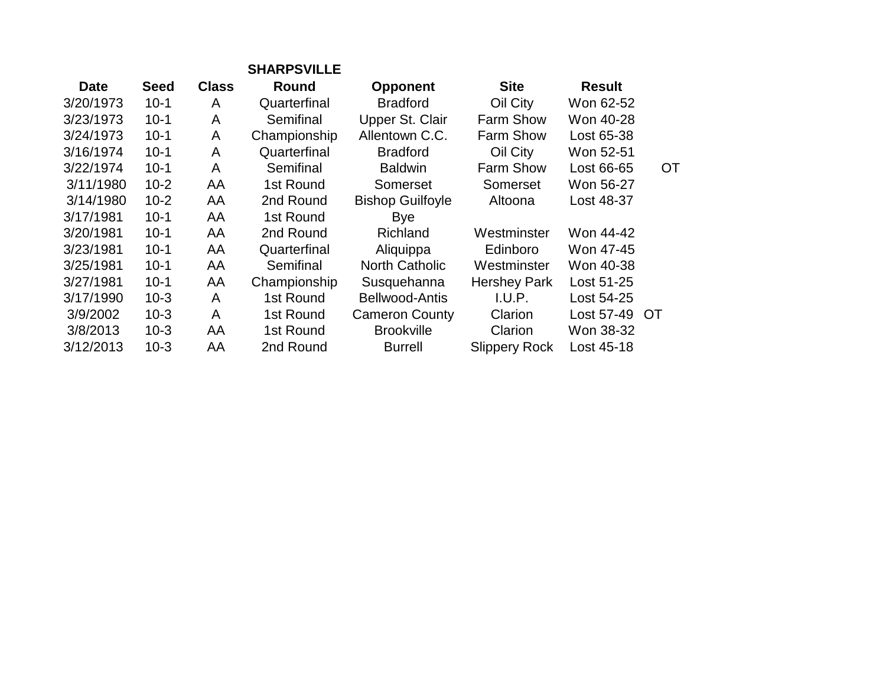**SHARPSVILLE**

| Date | Seed | Class | Round | Opponent | Site | Result | |
|---|---|---|---|---|---|---|---|
| 3/20/1973 | 10-1 | A | Quarterfinal | Bradford | Oil City | Won 62-52 | |
| 3/23/1973 | 10-1 | A | Semifinal | Upper St. Clair | Farm Show | Won 40-28 | |
| 3/24/1973 | 10-1 | A | Championship | Allentown C.C. | Farm Show | Lost 65-38 | |
| 3/16/1974 | 10-1 | A | Quarterfinal | Bradford | Oil City | Won 52-51 | |
| 3/22/1974 | 10-1 | A | Semifinal | Baldwin | Farm Show | Lost 66-65 | OT |
| 3/11/1980 | 10-2 | AA | 1st Round | Somerset | Somerset | Won 56-27 | |
| 3/14/1980 | 10-2 | AA | 2nd Round | Bishop Guilfoyle | Altoona | Lost 48-37 | |
| 3/17/1981 | 10-1 | AA | 1st Round | Bye | | | |
| 3/20/1981 | 10-1 | AA | 2nd Round | Richland | Westminster | Won 44-42 | |
| 3/23/1981 | 10-1 | AA | Quarterfinal | Aliquippa | Edinboro | Won 47-45 | |
| 3/25/1981 | 10-1 | AA | Semifinal | North Catholic | Westminster | Won 40-38 | |
| 3/27/1981 | 10-1 | AA | Championship | Susquehanna | Hershey Park | Lost 51-25 | |
| 3/17/1990 | 10-3 | A | 1st Round | Bellwood-Antis | I.U.P. | Lost 54-25 | |
| 3/9/2002 | 10-3 | A | 1st Round | Cameron County | Clarion | Lost 57-49 | OT |
| 3/8/2013 | 10-3 | AA | 1st Round | Brookville | Clarion | Won 38-32 | |
| 3/12/2013 | 10-3 | AA | 2nd Round | Burrell | Slippery Rock | Lost 45-18 | |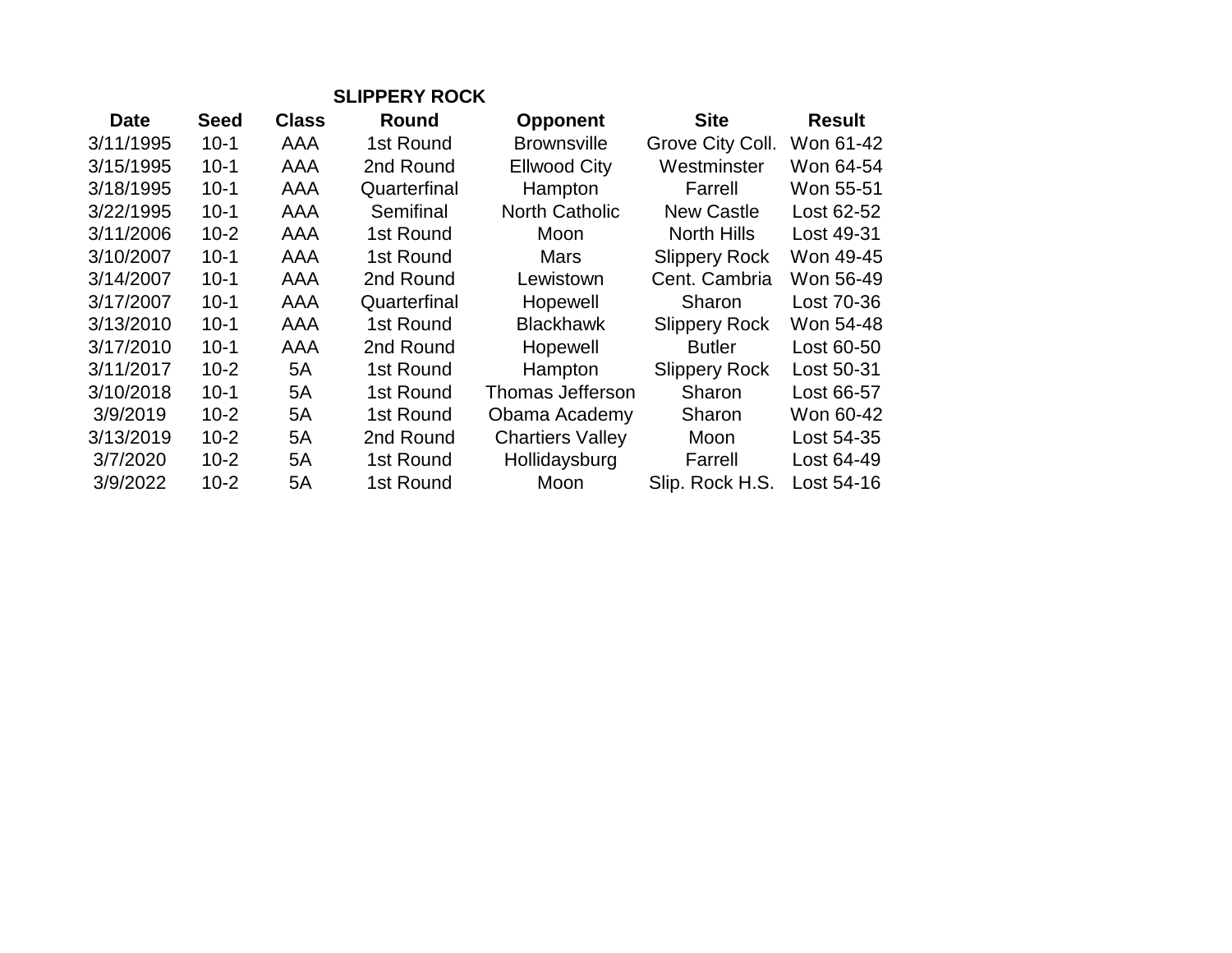## SLIPPERY ROCK

| Date | Seed | Class | Round | Opponent | Site | Result |
|---|---|---|---|---|---|---|
| 3/11/1995 | 10-1 | AAA | 1st Round | Brownsville | Grove City Coll. | Won 61-42 |
| 3/15/1995 | 10-1 | AAA | 2nd Round | Ellwood City | Westminster | Won 64-54 |
| 3/18/1995 | 10-1 | AAA | Quarterfinal | Hampton | Farrell | Won 55-51 |
| 3/22/1995 | 10-1 | AAA | Semifinal | North Catholic | New Castle | Lost 62-52 |
| 3/11/2006 | 10-2 | AAA | 1st Round | Moon | North Hills | Lost 49-31 |
| 3/10/2007 | 10-1 | AAA | 1st Round | Mars | Slippery Rock | Won 49-45 |
| 3/14/2007 | 10-1 | AAA | 2nd Round | Lewistown | Cent. Cambria | Won 56-49 |
| 3/17/2007 | 10-1 | AAA | Quarterfinal | Hopewell | Sharon | Lost 70-36 |
| 3/13/2010 | 10-1 | AAA | 1st Round | Blackhawk | Slippery Rock | Won 54-48 |
| 3/17/2010 | 10-1 | AAA | 2nd Round | Hopewell | Butler | Lost 60-50 |
| 3/11/2017 | 10-2 | 5A | 1st Round | Hampton | Slippery Rock | Lost 50-31 |
| 3/10/2018 | 10-1 | 5A | 1st Round | Thomas Jefferson | Sharon | Lost 66-57 |
| 3/9/2019 | 10-2 | 5A | 1st Round | Obama Academy | Sharon | Won 60-42 |
| 3/13/2019 | 10-2 | 5A | 2nd Round | Chartiers Valley | Moon | Lost 54-35 |
| 3/7/2020 | 10-2 | 5A | 1st Round | Hollidaysburg | Farrell | Lost 64-49 |
| 3/9/2022 | 10-2 | 5A | 1st Round | Moon | Slip. Rock H.S. | Lost 54-16 |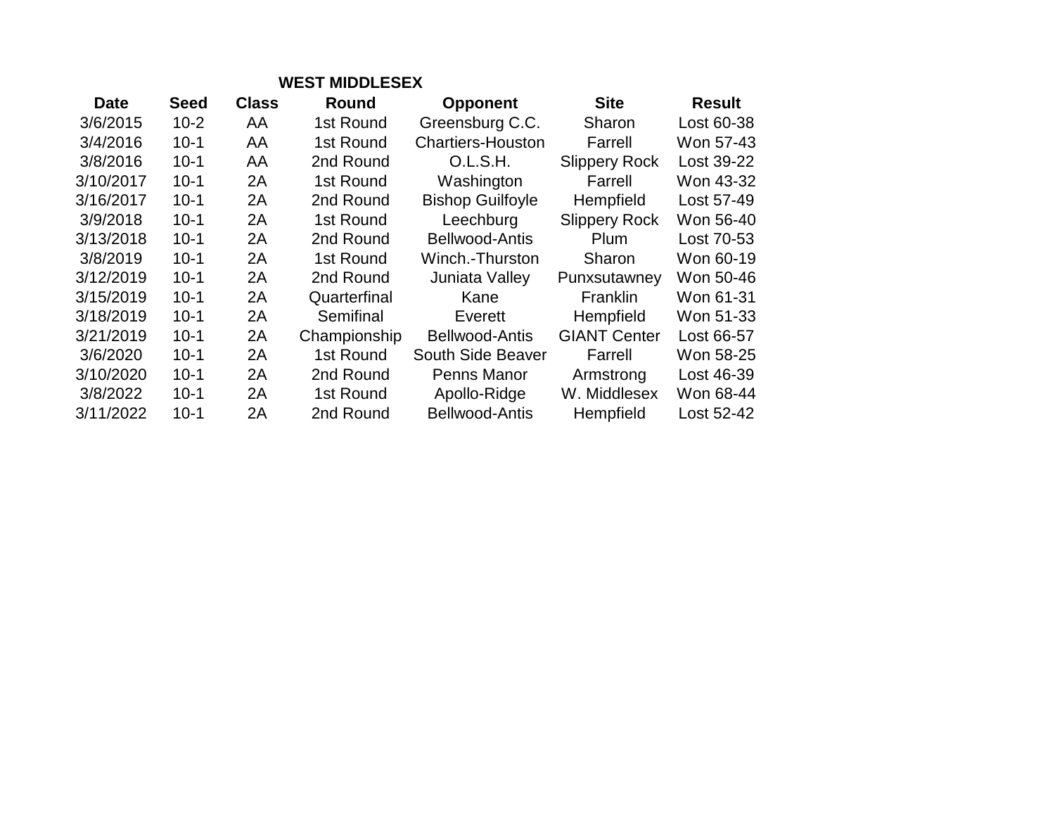**WEST MIDDLESEX**

| Date | Seed | Class | Round | Opponent | Site | Result |
|---|---|---|---|---|---|---|
| 3/6/2015 | 10-2 | AA | 1st Round | Greensburg C.C. | Sharon | Lost 60-38 |
| 3/4/2016 | 10-1 | AA | 1st Round | Chartiers-Houston | Farrell | Won 57-43 |
| 3/8/2016 | 10-1 | AA | 2nd Round | O.L.S.H. | Slippery Rock | Lost 39-22 |
| 3/10/2017 | 10-1 | 2A | 1st Round | Washington | Farrell | Won 43-32 |
| 3/16/2017 | 10-1 | 2A | 2nd Round | Bishop Guilfoyle | Hempfield | Lost 57-49 |
| 3/9/2018 | 10-1 | 2A | 1st Round | Leechburg | Slippery Rock | Won 56-40 |
| 3/13/2018 | 10-1 | 2A | 2nd Round | Bellwood-Antis | Plum | Lost 70-53 |
| 3/8/2019 | 10-1 | 2A | 1st Round | Winch.-Thurston | Sharon | Won 60-19 |
| 3/12/2019 | 10-1 | 2A | 2nd Round | Juniata Valley | Punxsutawney | Won 50-46 |
| 3/15/2019 | 10-1 | 2A | Quarterfinal | Kane | Franklin | Won 61-31 |
| 3/18/2019 | 10-1 | 2A | Semifinal | Everett | Hempfield | Won 51-33 |
| 3/21/2019 | 10-1 | 2A | Championship | Bellwood-Antis | GIANT Center | Lost 66-57 |
| 3/6/2020 | 10-1 | 2A | 1st Round | South Side Beaver | Farrell | Won 58-25 |
| 3/10/2020 | 10-1 | 2A | 2nd Round | Penns Manor | Armstrong | Lost 46-39 |
| 3/8/2022 | 10-1 | 2A | 1st Round | Apollo-Ridge | W. Middlesex | Won 68-44 |
| 3/11/2022 | 10-1 | 2A | 2nd Round | Bellwood-Antis | Hempfield | Lost 52-42 |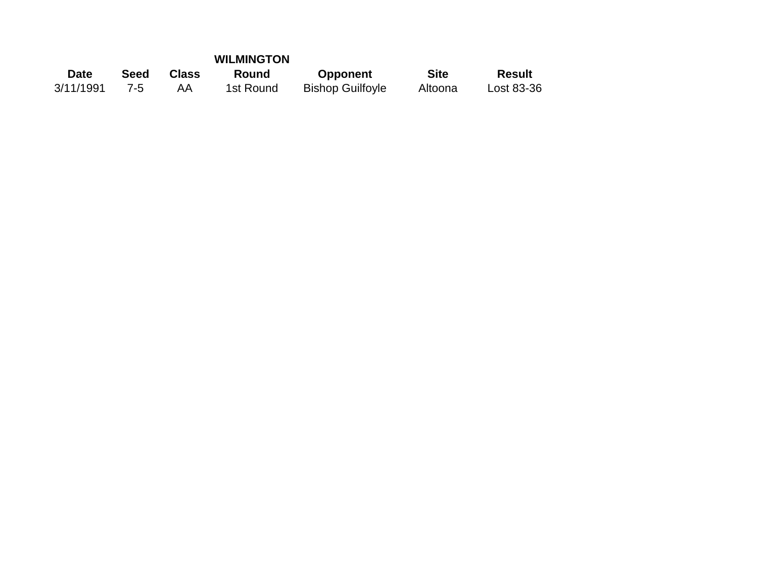| Date | Seed | Class | WILMINGTON Round | Opponent | Site | Result |
|---|---|---|---|---|---|---|
| 3/11/1991 | 7-5 | AA | 1st Round | Bishop Guilfoyle | Altoona | Lost 83-36 |